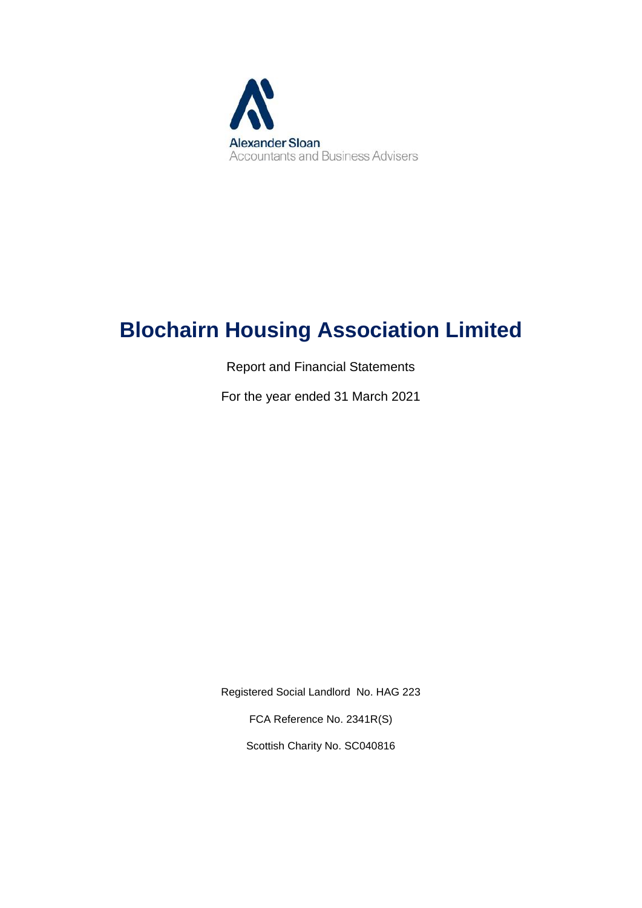Alexander Sloan
Accountants and Business Advisers

# Blochairn Housing Association Limited

Report and Financial Statements

For the year ended 31 March 2021

Registered Social Landlord No. HAG 223

FCA Reference No. 2341R(S)

Scottish Charity No. SC040816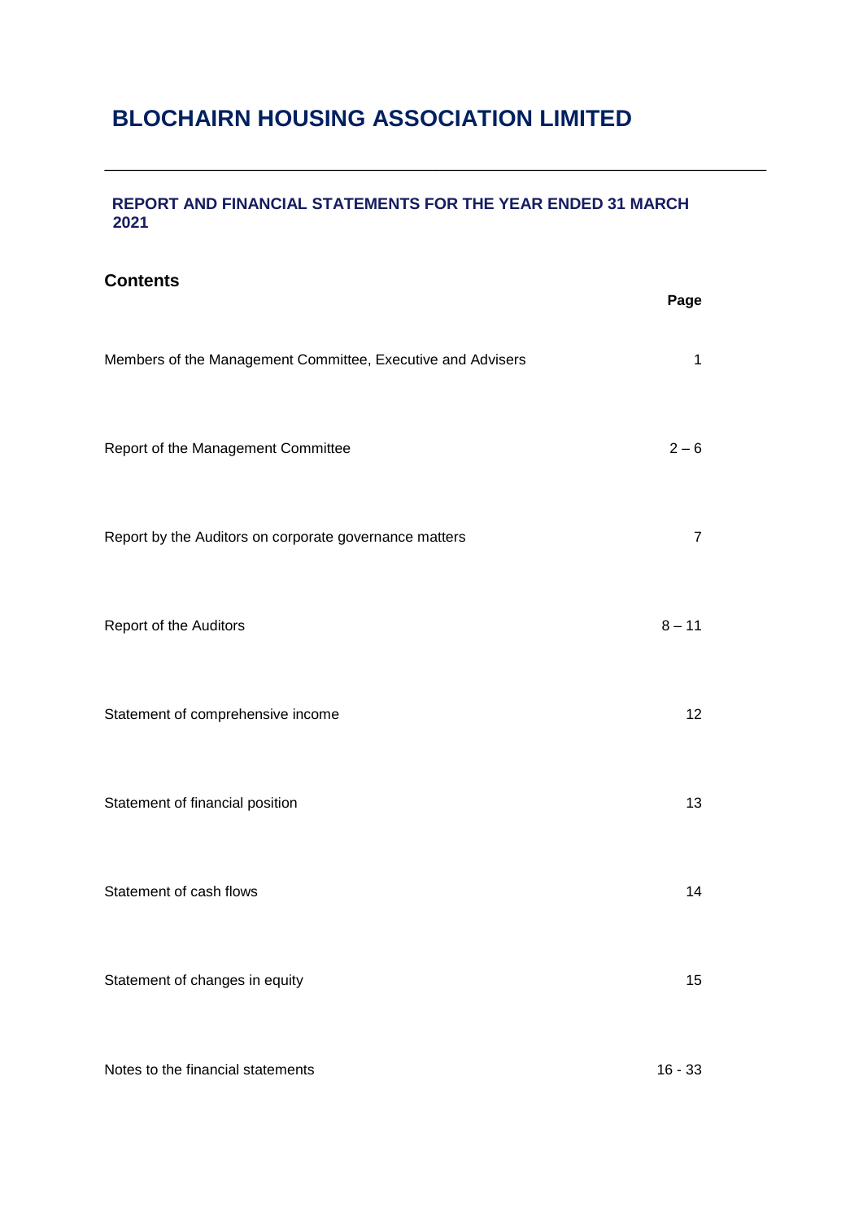# BLOCHAIRN HOUSING ASSOCIATION LIMITED

---

### REPORT AND FINANCIAL STATEMENTS FOR THE YEAR ENDED 31 MARCH 2021

## Contents

| | Page |
|---|---|
| Members of the Management Committee, Executive and Advisers | 1 |
| Report of the Management Committee | 2 – 6 |
| Report by the Auditors on corporate governance matters | 7 |
| Report of the Auditors | 8 – 11 |
| Statement of comprehensive income | 12 |
| Statement of financial position | 13 |
| Statement of cash flows | 14 |
| Statement of changes in equity | 15 |
| Notes to the financial statements | 16 - 33 |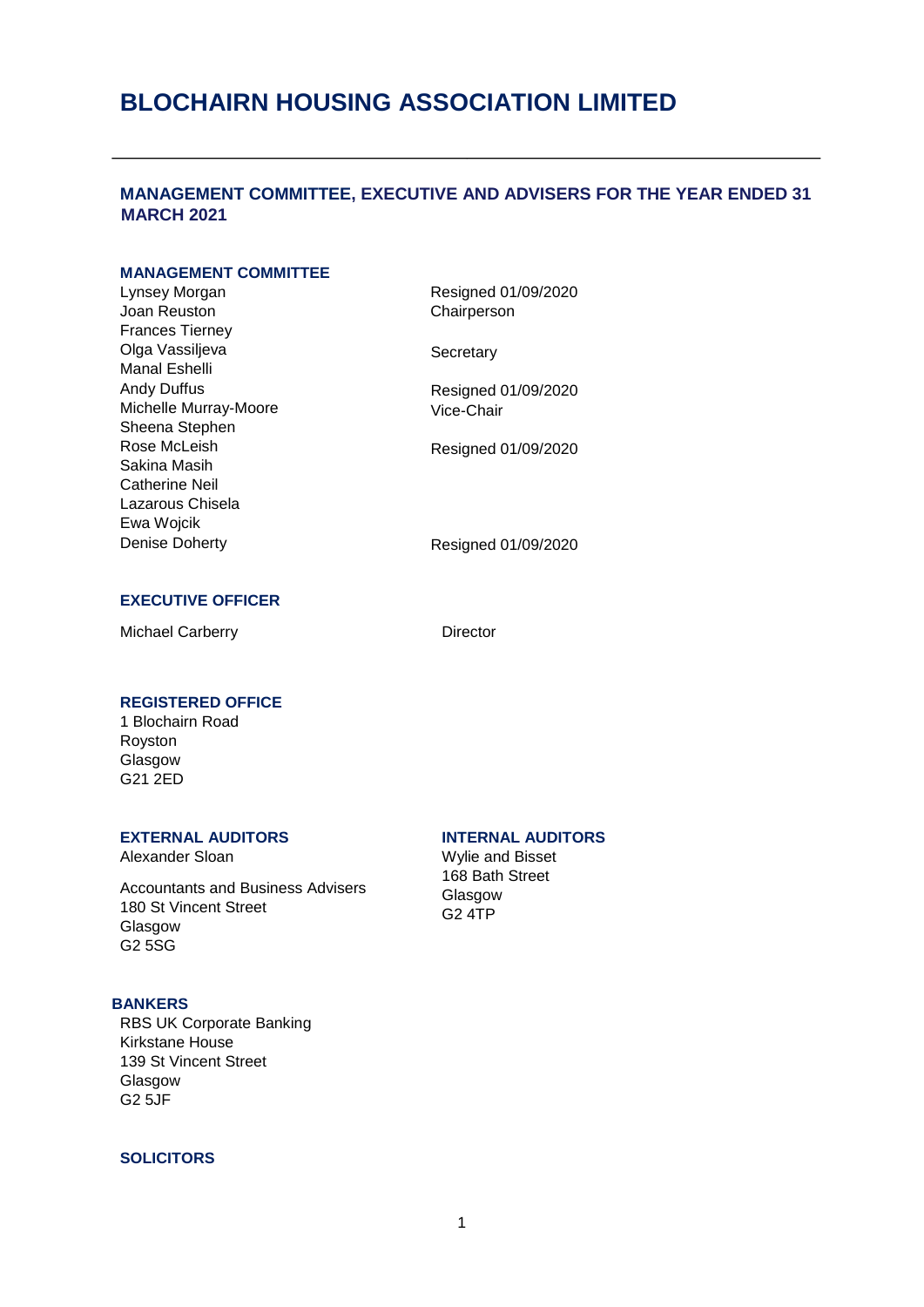# BLOCHAIRN HOUSING ASSOCIATION LIMITED

## MANAGEMENT COMMITTEE, EXECUTIVE AND ADVISERS FOR THE YEAR ENDED 31 MARCH 2021

### MANAGEMENT COMMITTEE

| | |
|---|---|
| Lynsey Morgan | Resigned 01/09/2020 |
| Joan Reuston | Chairperson |
| Frances Tierney | |
| Olga Vassiljeva | Secretary |
| Manal Eshelli | |
| Andy Duffus | Resigned 01/09/2020 |
| Michelle Murray-Moore | Vice-Chair |
| Sheena Stephen | |
| Rose McLeish | Resigned 01/09/2020 |
| Sakina Masih | |
| Catherine Neil | |
| Lazarous Chisela | |
| Ewa Wojcik | |
| Denise Doherty | Resigned 01/09/2020 |

### EXECUTIVE OFFICER

Michael Carberry — Director

### REGISTERED OFFICE

1 Blochairn Road
Royston
Glasgow
G21 2ED

### EXTERNAL AUDITORS

Alexander Sloan

Accountants and Business Advisers
180 St Vincent Street
Glasgow
G2 5SG

### INTERNAL AUDITORS

Wylie and Bisset
168 Bath Street
Glasgow
G2 4TP

### BANKERS

RBS UK Corporate Banking
Kirkstane House
139 St Vincent Street
Glasgow
G2 5JF

### SOLICITORS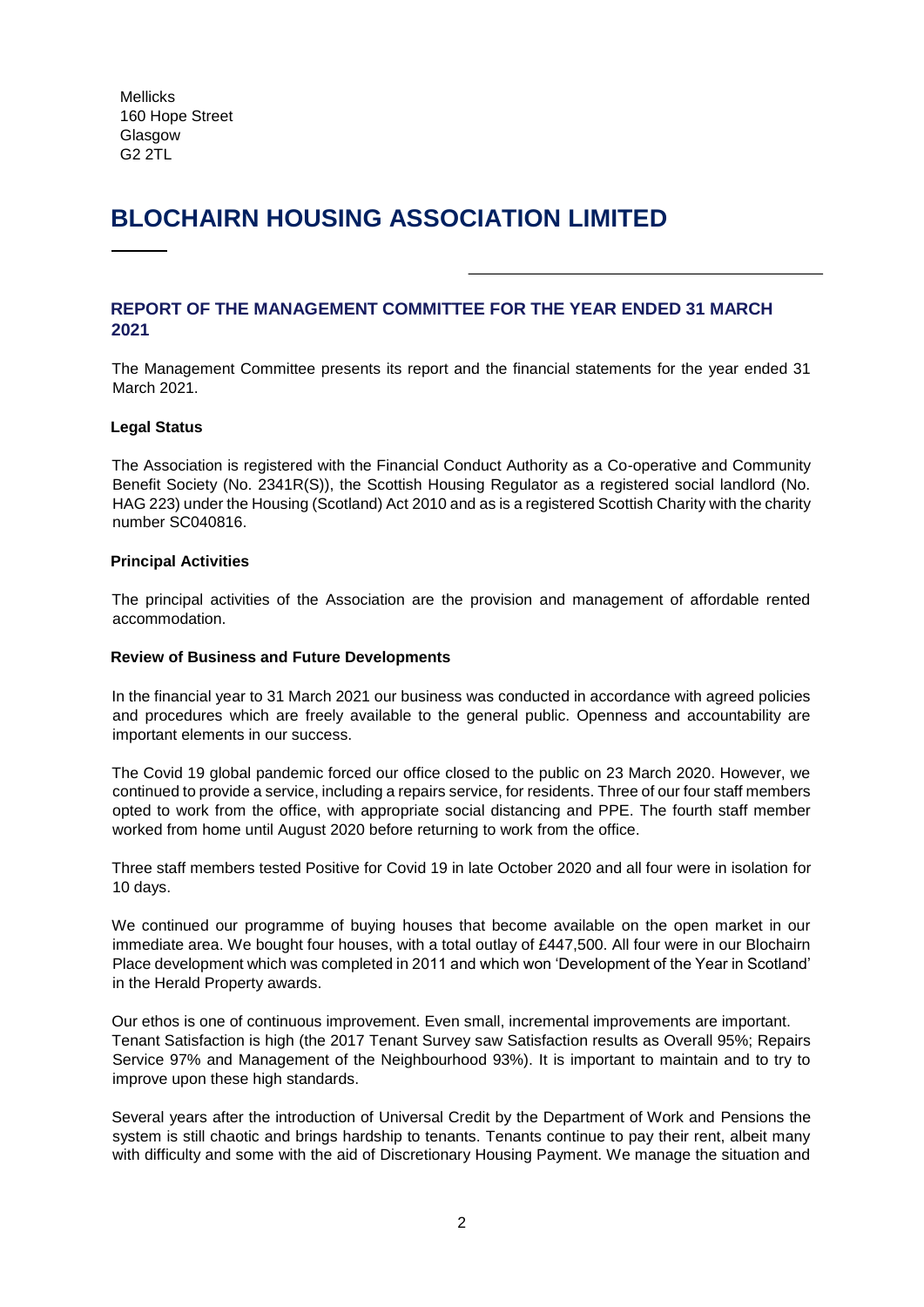Mellicks
160 Hope Street
Glasgow
G2 2TL

# BLOCHAIRN HOUSING ASSOCIATION LIMITED

## REPORT OF THE MANAGEMENT COMMITTEE FOR THE YEAR ENDED 31 MARCH 2021

The Management Committee presents its report and the financial statements for the year ended 31 March 2021.

**Legal Status**

The Association is registered with the Financial Conduct Authority as a Co-operative and Community Benefit Society (No. 2341R(S)), the Scottish Housing Regulator as a registered social landlord (No. HAG 223) under the Housing (Scotland) Act 2010 and as is a registered Scottish Charity with the charity number SC040816.

**Principal Activities**

The principal activities of the Association are the provision and management of affordable rented accommodation.

**Review of Business and Future Developments**

In the financial year to 31 March 2021 our business was conducted in accordance with agreed policies and procedures which are freely available to the general public. Openness and accountability are important elements in our success.

The Covid 19 global pandemic forced our office closed to the public on 23 March 2020. However, we continued to provide a service, including a repairs service, for residents. Three of our four staff members opted to work from the office, with appropriate social distancing and PPE. The fourth staff member worked from home until August 2020 before returning to work from the office.

Three staff members tested Positive for Covid 19 in late October 2020 and all four were in isolation for 10 days.

We continued our programme of buying houses that become available on the open market in our immediate area. We bought four houses, with a total outlay of £447,500. All four were in our Blochairn Place development which was completed in 2011 and which won 'Development of the Year in Scotland' in the Herald Property awards.

Our ethos is one of continuous improvement. Even small, incremental improvements are important. Tenant Satisfaction is high (the 2017 Tenant Survey saw Satisfaction results as Overall 95%; Repairs Service 97% and Management of the Neighbourhood 93%). It is important to maintain and to try to improve upon these high standards.

Several years after the introduction of Universal Credit by the Department of Work and Pensions the system is still chaotic and brings hardship to tenants. Tenants continue to pay their rent, albeit many with difficulty and some with the aid of Discretionary Housing Payment. We manage the situation and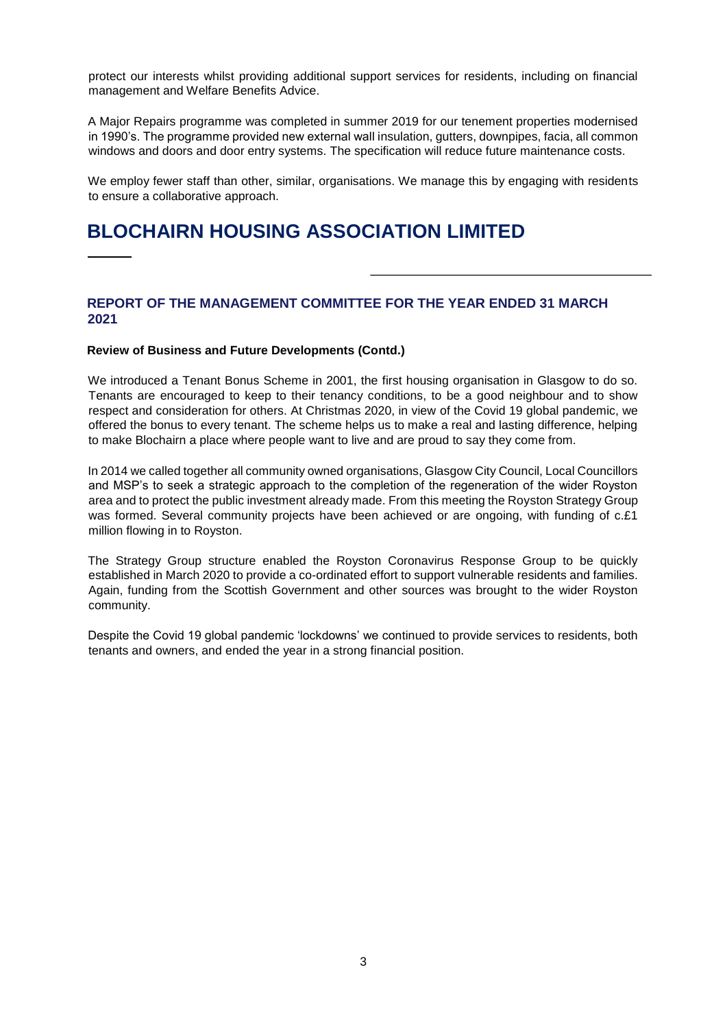protect our interests whilst providing additional support services for residents, including on financial management and Welfare Benefits Advice.

A Major Repairs programme was completed in summer 2019 for our tenement properties modernised in 1990's. The programme provided new external wall insulation, gutters, downpipes, facia, all common windows and doors and door entry systems. The specification will reduce future maintenance costs.

We employ fewer staff than other, similar, organisations. We manage this by engaging with residents to ensure a collaborative approach.

# BLOCHAIRN HOUSING ASSOCIATION LIMITED

## REPORT OF THE MANAGEMENT COMMITTEE FOR THE YEAR ENDED 31 MARCH 2021

**Review of Business and Future Developments (Contd.)**

We introduced a Tenant Bonus Scheme in 2001, the first housing organisation in Glasgow to do so. Tenants are encouraged to keep to their tenancy conditions, to be a good neighbour and to show respect and consideration for others. At Christmas 2020, in view of the Covid 19 global pandemic, we offered the bonus to every tenant. The scheme helps us to make a real and lasting difference, helping to make Blochairn a place where people want to live and are proud to say they come from.

In 2014 we called together all community owned organisations, Glasgow City Council, Local Councillors and MSP's to seek a strategic approach to the completion of the regeneration of the wider Royston area and to protect the public investment already made. From this meeting the Royston Strategy Group was formed. Several community projects have been achieved or are ongoing, with funding of c.£1 million flowing in to Royston.

The Strategy Group structure enabled the Royston Coronavirus Response Group to be quickly established in March 2020 to provide a co-ordinated effort to support vulnerable residents and families. Again, funding from the Scottish Government and other sources was brought to the wider Royston community.

Despite the Covid 19 global pandemic 'lockdowns' we continued to provide services to residents, both tenants and owners, and ended the year in a strong financial position.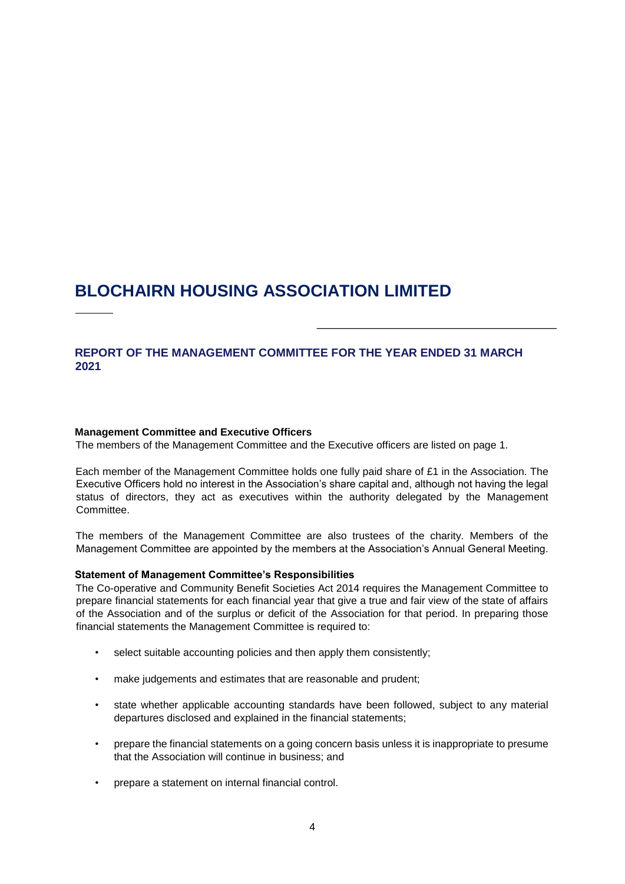# BLOCHAIRN HOUSING ASSOCIATION LIMITED

## REPORT OF THE MANAGEMENT COMMITTEE FOR THE YEAR ENDED 31 MARCH 2021

**Management Committee and Executive Officers**

The members of the Management Committee and the Executive officers are listed on page 1.

Each member of the Management Committee holds one fully paid share of £1 in the Association. The Executive Officers hold no interest in the Association's share capital and, although not having the legal status of directors, they act as executives within the authority delegated by the Management Committee.

The members of the Management Committee are also trustees of the charity. Members of the Management Committee are appointed by the members at the Association's Annual General Meeting.

**Statement of Management Committee's Responsibilities**

The Co-operative and Community Benefit Societies Act 2014 requires the Management Committee to prepare financial statements for each financial year that give a true and fair view of the state of affairs of the Association and of the surplus or deficit of the Association for that period. In preparing those financial statements the Management Committee is required to:

- select suitable accounting policies and then apply them consistently;
- make judgements and estimates that are reasonable and prudent;
- state whether applicable accounting standards have been followed, subject to any material departures disclosed and explained in the financial statements;
- prepare the financial statements on a going concern basis unless it is inappropriate to presume that the Association will continue in business; and
- prepare a statement on internal financial control.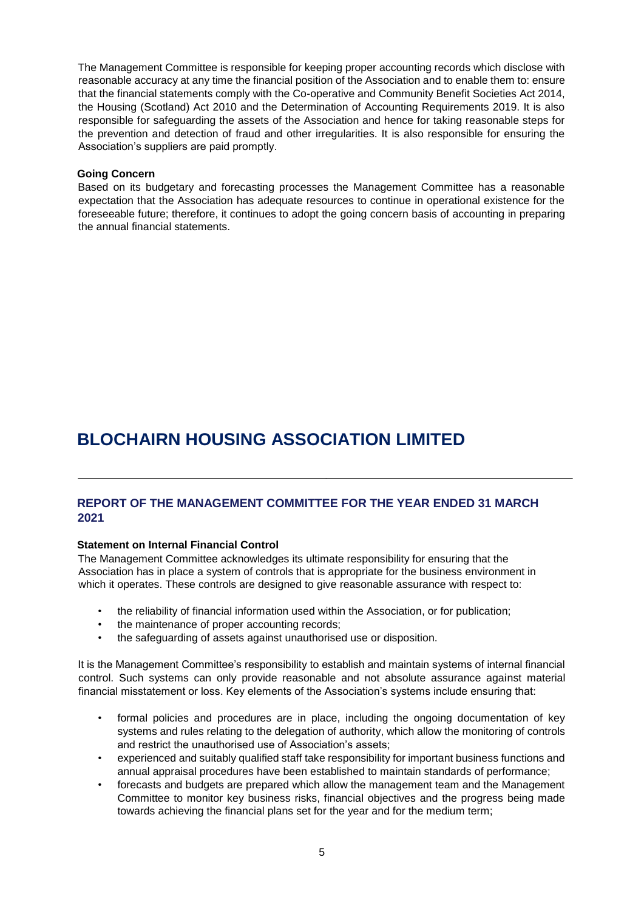The Management Committee is responsible for keeping proper accounting records which disclose with reasonable accuracy at any time the financial position of the Association and to enable them to: ensure that the financial statements comply with the Co-operative and Community Benefit Societies Act 2014, the Housing (Scotland) Act 2010 and the Determination of Accounting Requirements 2019. It is also responsible for safeguarding the assets of the Association and hence for taking reasonable steps for the prevention and detection of fraud and other irregularities. It is also responsible for ensuring the Association's suppliers are paid promptly.

**Going Concern**

Based on its budgetary and forecasting processes the Management Committee has a reasonable expectation that the Association has adequate resources to continue in operational existence for the foreseeable future; therefore, it continues to adopt the going concern basis of accounting in preparing the annual financial statements.

# BLOCHAIRN HOUSING ASSOCIATION LIMITED

## REPORT OF THE MANAGEMENT COMMITTEE FOR THE YEAR ENDED 31 MARCH 2021

**Statement on Internal Financial Control**

The Management Committee acknowledges its ultimate responsibility for ensuring that the Association has in place a system of controls that is appropriate for the business environment in which it operates. These controls are designed to give reasonable assurance with respect to:

- the reliability of financial information used within the Association, or for publication;
- the maintenance of proper accounting records;
- the safeguarding of assets against unauthorised use or disposition.

It is the Management Committee's responsibility to establish and maintain systems of internal financial control. Such systems can only provide reasonable and not absolute assurance against material financial misstatement or loss. Key elements of the Association's systems include ensuring that:

- formal policies and procedures are in place, including the ongoing documentation of key systems and rules relating to the delegation of authority, which allow the monitoring of controls and restrict the unauthorised use of Association's assets;
- experienced and suitably qualified staff take responsibility for important business functions and annual appraisal procedures have been established to maintain standards of performance;
- forecasts and budgets are prepared which allow the management team and the Management Committee to monitor key business risks, financial objectives and the progress being made towards achieving the financial plans set for the year and for the medium term;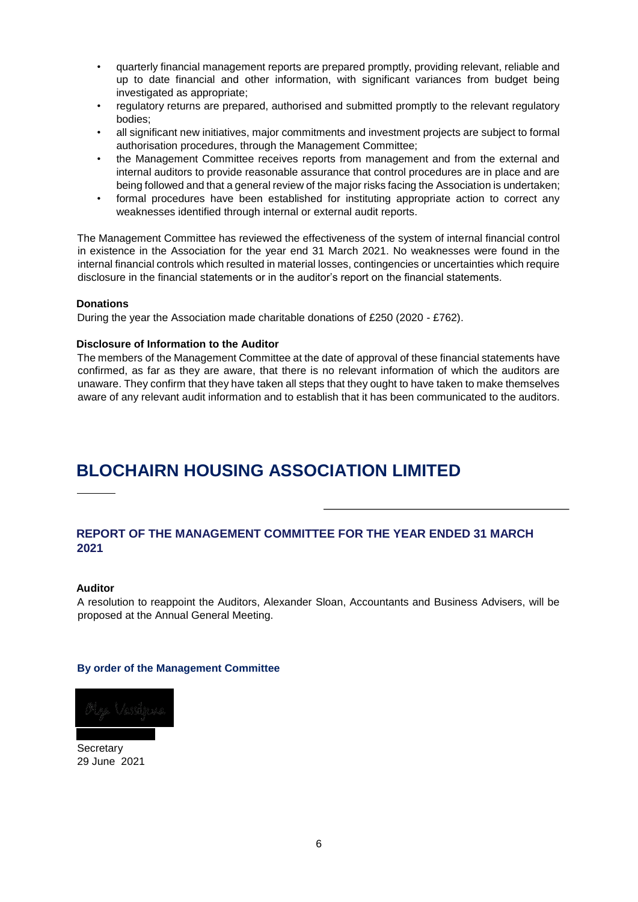- quarterly financial management reports are prepared promptly, providing relevant, reliable and up to date financial and other information, with significant variances from budget being investigated as appropriate;
- regulatory returns are prepared, authorised and submitted promptly to the relevant regulatory bodies;
- all significant new initiatives, major commitments and investment projects are subject to formal authorisation procedures, through the Management Committee;
- the Management Committee receives reports from management and from the external and internal auditors to provide reasonable assurance that control procedures are in place and are being followed and that a general review of the major risks facing the Association is undertaken;
- formal procedures have been established for instituting appropriate action to correct any weaknesses identified through internal or external audit reports.

The Management Committee has reviewed the effectiveness of the system of internal financial control in existence in the Association for the year end 31 March 2021. No weaknesses were found in the internal financial controls which resulted in material losses, contingencies or uncertainties which require disclosure in the financial statements or in the auditor's report on the financial statements.

**Donations**

During the year the Association made charitable donations of £250 (2020 - £762).

**Disclosure of Information to the Auditor**

The members of the Management Committee at the date of approval of these financial statements have confirmed, as far as they are aware, that there is no relevant information of which the auditors are unaware. They confirm that they have taken all steps that they ought to have taken to make themselves aware of any relevant audit information and to establish that it has been communicated to the auditors.

# BLOCHAIRN HOUSING ASSOCIATION LIMITED

## REPORT OF THE MANAGEMENT COMMITTEE FOR THE YEAR ENDED 31 MARCH 2021

**Auditor**

A resolution to reappoint the Auditors, Alexander Sloan, Accountants and Business Advisers, will be proposed at the Annual General Meeting.

**By order of the Management Committee**

Secretary
29 June 2021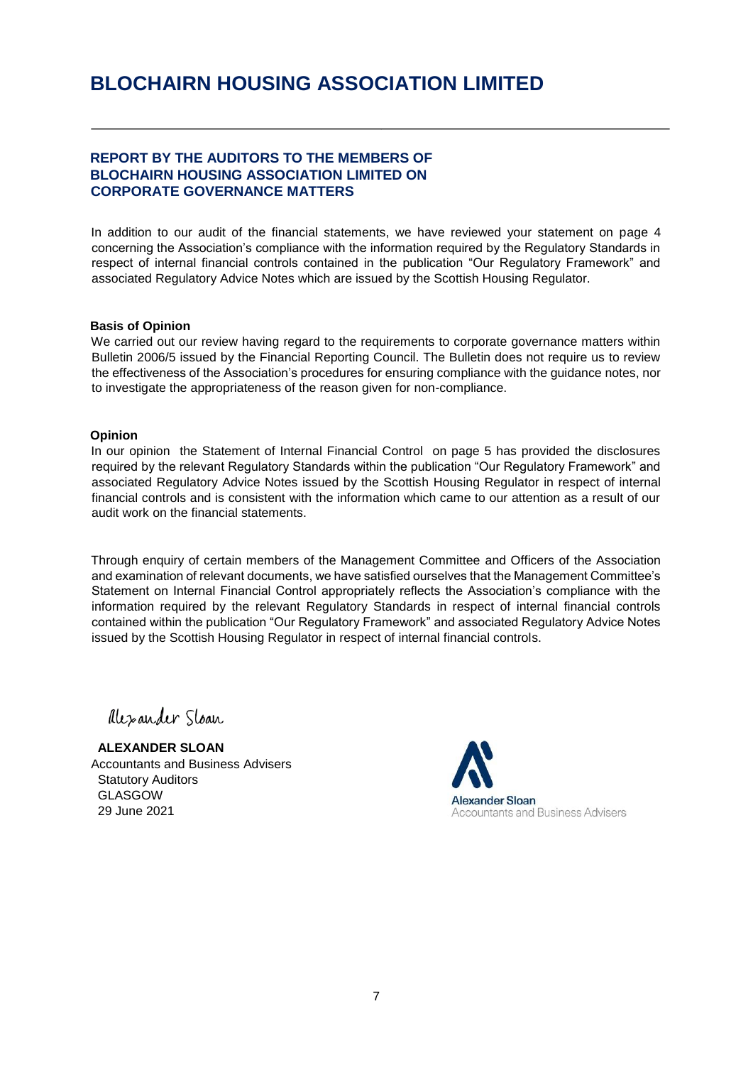# BLOCHAIRN HOUSING ASSOCIATION LIMITED

## REPORT BY THE AUDITORS TO THE MEMBERS OF BLOCHAIRN HOUSING ASSOCIATION LIMITED ON CORPORATE GOVERNANCE MATTERS

In addition to our audit of the financial statements, we have reviewed your statement on page 4 concerning the Association's compliance with the information required by the Regulatory Standards in respect of internal financial controls contained in the publication "Our Regulatory Framework" and associated Regulatory Advice Notes which are issued by the Scottish Housing Regulator.

### Basis of Opinion

We carried out our review having regard to the requirements to corporate governance matters within Bulletin 2006/5 issued by the Financial Reporting Council. The Bulletin does not require us to review the effectiveness of the Association's procedures for ensuring compliance with the guidance notes, nor to investigate the appropriateness of the reason given for non-compliance.

### Opinion

In our opinion the Statement of Internal Financial Control on page 5 has provided the disclosures required by the relevant Regulatory Standards within the publication "Our Regulatory Framework" and associated Regulatory Advice Notes issued by the Scottish Housing Regulator in respect of internal financial controls and is consistent with the information which came to our attention as a result of our audit work on the financial statements.

Through enquiry of certain members of the Management Committee and Officers of the Association and examination of relevant documents, we have satisfied ourselves that the Management Committee's Statement on Internal Financial Control appropriately reflects the Association's compliance with the information required by the relevant Regulatory Standards in respect of internal financial controls contained within the publication "Our Regulatory Framework" and associated Regulatory Advice Notes issued by the Scottish Housing Regulator in respect of internal financial controls.

Alexander Sloan

**ALEXANDER SLOAN**
Accountants and Business Advisers
Statutory Auditors
GLASGOW
29 June 2021

Alexander Sloan
Accountants and Business Advisers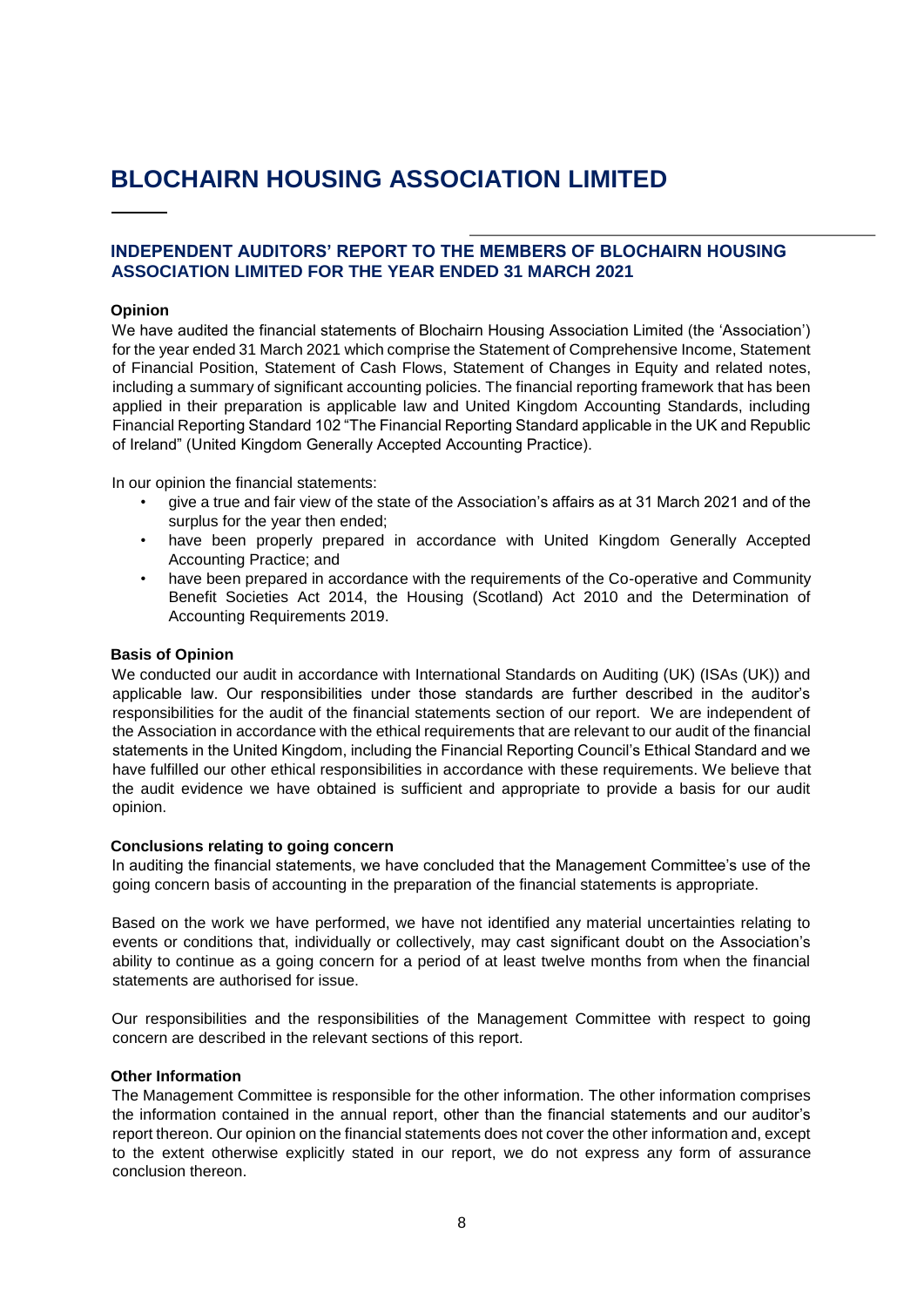# BLOCHAIRN HOUSING ASSOCIATION LIMITED

## INDEPENDENT AUDITORS' REPORT TO THE MEMBERS OF BLOCHAIRN HOUSING ASSOCIATION LIMITED FOR THE YEAR ENDED 31 MARCH 2021

**Opinion**

We have audited the financial statements of Blochairn Housing Association Limited (the 'Association') for the year ended 31 March 2021 which comprise the Statement of Comprehensive Income, Statement of Financial Position, Statement of Cash Flows, Statement of Changes in Equity and related notes, including a summary of significant accounting policies. The financial reporting framework that has been applied in their preparation is applicable law and United Kingdom Accounting Standards, including Financial Reporting Standard 102 "The Financial Reporting Standard applicable in the UK and Republic of Ireland" (United Kingdom Generally Accepted Accounting Practice).

In our opinion the financial statements:

- give a true and fair view of the state of the Association's affairs as at 31 March 2021 and of the surplus for the year then ended;
- have been properly prepared in accordance with United Kingdom Generally Accepted Accounting Practice; and
- have been prepared in accordance with the requirements of the Co-operative and Community Benefit Societies Act 2014, the Housing (Scotland) Act 2010 and the Determination of Accounting Requirements 2019.

**Basis of Opinion**

We conducted our audit in accordance with International Standards on Auditing (UK) (ISAs (UK)) and applicable law. Our responsibilities under those standards are further described in the auditor's responsibilities for the audit of the financial statements section of our report. We are independent of the Association in accordance with the ethical requirements that are relevant to our audit of the financial statements in the United Kingdom, including the Financial Reporting Council's Ethical Standard and we have fulfilled our other ethical responsibilities in accordance with these requirements. We believe that the audit evidence we have obtained is sufficient and appropriate to provide a basis for our audit opinion.

**Conclusions relating to going concern**

In auditing the financial statements, we have concluded that the Management Committee's use of the going concern basis of accounting in the preparation of the financial statements is appropriate.

Based on the work we have performed, we have not identified any material uncertainties relating to events or conditions that, individually or collectively, may cast significant doubt on the Association's ability to continue as a going concern for a period of at least twelve months from when the financial statements are authorised for issue.

Our responsibilities and the responsibilities of the Management Committee with respect to going concern are described in the relevant sections of this report.

**Other Information**

The Management Committee is responsible for the other information. The other information comprises the information contained in the annual report, other than the financial statements and our auditor's report thereon. Our opinion on the financial statements does not cover the other information and, except to the extent otherwise explicitly stated in our report, we do not express any form of assurance conclusion thereon.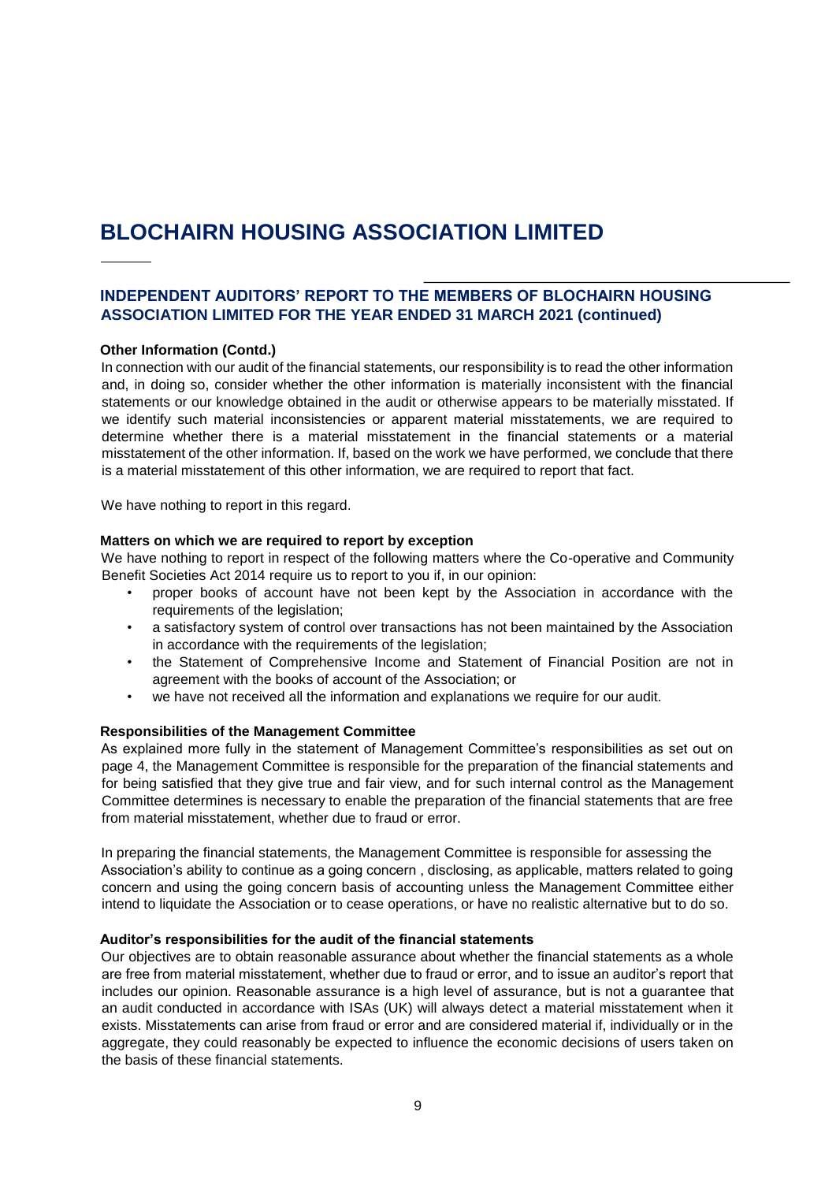# BLOCHAIRN HOUSING ASSOCIATION LIMITED

## INDEPENDENT AUDITORS' REPORT TO THE MEMBERS OF BLOCHAIRN HOUSING ASSOCIATION LIMITED FOR THE YEAR ENDED 31 MARCH 2021 (continued)

**Other Information (Contd.)**

In connection with our audit of the financial statements, our responsibility is to read the other information and, in doing so, consider whether the other information is materially inconsistent with the financial statements or our knowledge obtained in the audit or otherwise appears to be materially misstated. If we identify such material inconsistencies or apparent material misstatements, we are required to determine whether there is a material misstatement in the financial statements or a material misstatement of the other information. If, based on the work we have performed, we conclude that there is a material misstatement of this other information, we are required to report that fact.

We have nothing to report in this regard.

**Matters on which we are required to report by exception**

We have nothing to report in respect of the following matters where the Co-operative and Community Benefit Societies Act 2014 require us to report to you if, in our opinion:

- proper books of account have not been kept by the Association in accordance with the requirements of the legislation;
- a satisfactory system of control over transactions has not been maintained by the Association in accordance with the requirements of the legislation;
- the Statement of Comprehensive Income and Statement of Financial Position are not in agreement with the books of account of the Association; or
- we have not received all the information and explanations we require for our audit.

**Responsibilities of the Management Committee**

As explained more fully in the statement of Management Committee's responsibilities as set out on page 4, the Management Committee is responsible for the preparation of the financial statements and for being satisfied that they give true and fair view, and for such internal control as the Management Committee determines is necessary to enable the preparation of the financial statements that are free from material misstatement, whether due to fraud or error.

In preparing the financial statements, the Management Committee is responsible for assessing the Association's ability to continue as a going concern , disclosing, as applicable, matters related to going concern and using the going concern basis of accounting unless the Management Committee either intend to liquidate the Association or to cease operations, or have no realistic alternative but to do so.

**Auditor's responsibilities for the audit of the financial statements**

Our objectives are to obtain reasonable assurance about whether the financial statements as a whole are free from material misstatement, whether due to fraud or error, and to issue an auditor's report that includes our opinion. Reasonable assurance is a high level of assurance, but is not a guarantee that an audit conducted in accordance with ISAs (UK) will always detect a material misstatement when it exists. Misstatements can arise from fraud or error and are considered material if, individually or in the aggregate, they could reasonably be expected to influence the economic decisions of users taken on the basis of these financial statements.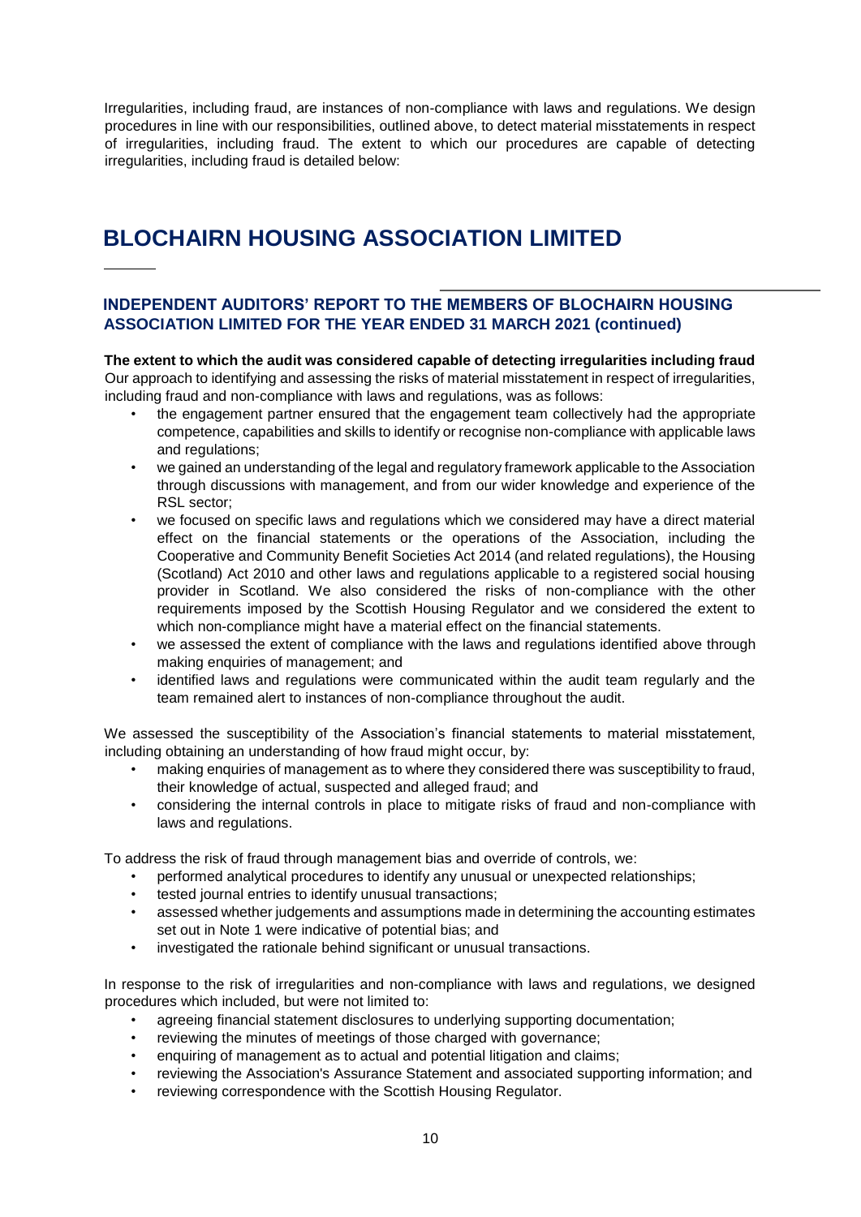Irregularities, including fraud, are instances of non-compliance with laws and regulations. We design procedures in line with our responsibilities, outlined above, to detect material misstatements in respect of irregularities, including fraud. The extent to which our procedures are capable of detecting irregularities, including fraud is detailed below:

# BLOCHAIRN HOUSING ASSOCIATION LIMITED

## INDEPENDENT AUDITORS' REPORT TO THE MEMBERS OF BLOCHAIRN HOUSING ASSOCIATION LIMITED FOR THE YEAR ENDED 31 MARCH 2021 (continued)

**The extent to which the audit was considered capable of detecting irregularities including fraud**

Our approach to identifying and assessing the risks of material misstatement in respect of irregularities, including fraud and non-compliance with laws and regulations, was as follows:

- the engagement partner ensured that the engagement team collectively had the appropriate competence, capabilities and skills to identify or recognise non-compliance with applicable laws and regulations;
- we gained an understanding of the legal and regulatory framework applicable to the Association through discussions with management, and from our wider knowledge and experience of the RSL sector;
- we focused on specific laws and regulations which we considered may have a direct material effect on the financial statements or the operations of the Association, including the Cooperative and Community Benefit Societies Act 2014 (and related regulations), the Housing (Scotland) Act 2010 and other laws and regulations applicable to a registered social housing provider in Scotland. We also considered the risks of non-compliance with the other requirements imposed by the Scottish Housing Regulator and we considered the extent to which non-compliance might have a material effect on the financial statements.
- we assessed the extent of compliance with the laws and regulations identified above through making enquiries of management; and
- identified laws and regulations were communicated within the audit team regularly and the team remained alert to instances of non-compliance throughout the audit.

We assessed the susceptibility of the Association's financial statements to material misstatement, including obtaining an understanding of how fraud might occur, by:

- making enquiries of management as to where they considered there was susceptibility to fraud, their knowledge of actual, suspected and alleged fraud; and
- considering the internal controls in place to mitigate risks of fraud and non-compliance with laws and regulations.

To address the risk of fraud through management bias and override of controls, we:

- performed analytical procedures to identify any unusual or unexpected relationships;
- tested journal entries to identify unusual transactions;
- assessed whether judgements and assumptions made in determining the accounting estimates set out in Note 1 were indicative of potential bias; and
- investigated the rationale behind significant or unusual transactions.

In response to the risk of irregularities and non-compliance with laws and regulations, we designed procedures which included, but were not limited to:

- agreeing financial statement disclosures to underlying supporting documentation;
- reviewing the minutes of meetings of those charged with governance;
- enquiring of management as to actual and potential litigation and claims;
- reviewing the Association's Assurance Statement and associated supporting information; and
- reviewing correspondence with the Scottish Housing Regulator.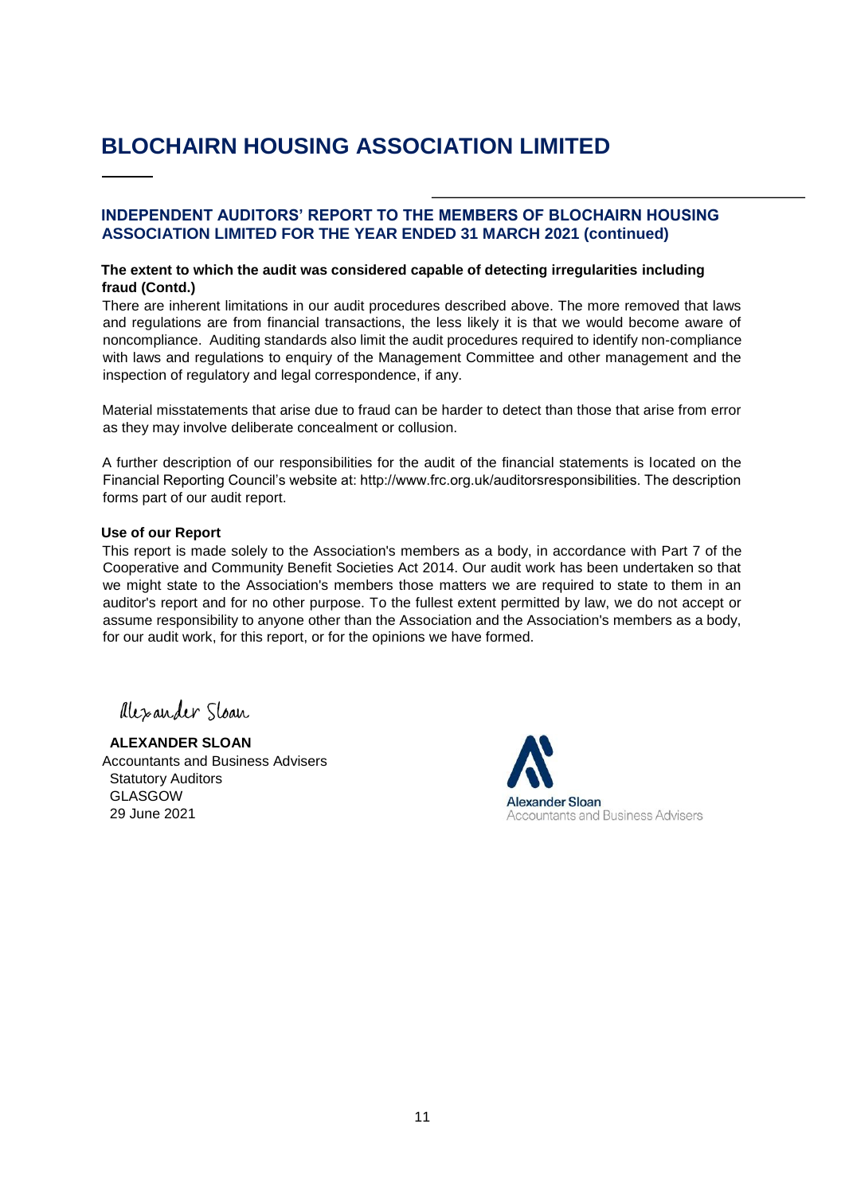# BLOCHAIRN HOUSING ASSOCIATION LIMITED

## INDEPENDENT AUDITORS' REPORT TO THE MEMBERS OF BLOCHAIRN HOUSING ASSOCIATION LIMITED FOR THE YEAR ENDED 31 MARCH 2021 (continued)

**The extent to which the audit was considered capable of detecting irregularities including fraud (Contd.)**

There are inherent limitations in our audit procedures described above. The more removed that laws and regulations are from financial transactions, the less likely it is that we would become aware of noncompliance. Auditing standards also limit the audit procedures required to identify non-compliance with laws and regulations to enquiry of the Management Committee and other management and the inspection of regulatory and legal correspondence, if any.

Material misstatements that arise due to fraud can be harder to detect than those that arise from error as they may involve deliberate concealment or collusion.

A further description of our responsibilities for the audit of the financial statements is located on the Financial Reporting Council's website at: http://www.frc.org.uk/auditorsresponsibilities. The description forms part of our audit report.

**Use of our Report**

This report is made solely to the Association's members as a body, in accordance with Part 7 of the Cooperative and Community Benefit Societies Act 2014. Our audit work has been undertaken so that we might state to the Association's members those matters we are required to state to them in an auditor's report and for no other purpose. To the fullest extent permitted by law, we do not accept or assume responsibility to anyone other than the Association and the Association's members as a body, for our audit work, for this report, or for the opinions we have formed.

Alexander Sloan

**ALEXANDER SLOAN**
Accountants and Business Advisers
Statutory Auditors
GLASGOW
29 June 2021

Alexander Sloan
Accountants and Business Advisers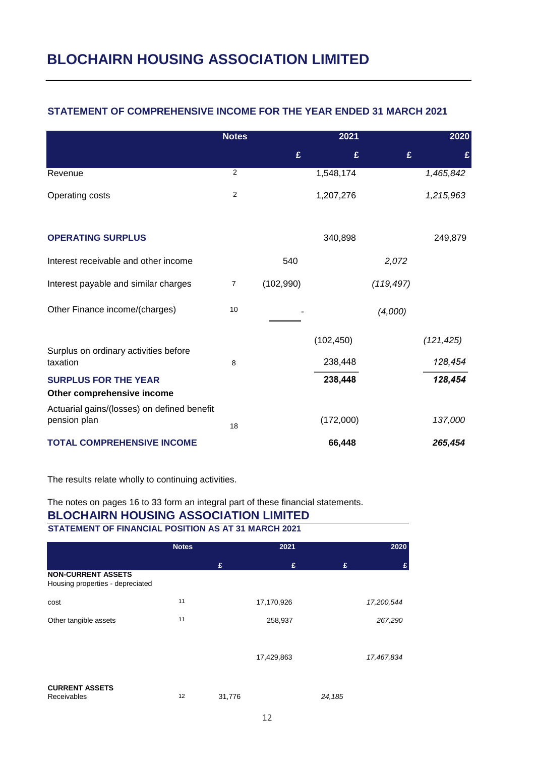# BLOCHAIRN HOUSING ASSOCIATION LIMITED

## STATEMENT OF COMPREHENSIVE INCOME FOR THE YEAR ENDED 31 MARCH 2021

| | Notes | | 2021 | | 2020 |
|---|---|---|---|---|---|
| | | £ | £ | £ | £ |
| Revenue | 2 | | 1,548,174 | | *1,465,842* |
| Operating costs | 2 | | 1,207,276 | | *1,215,963* |
| **OPERATING SURPLUS** | | | 340,898 | | 249,879 |
| Interest receivable and other income | | 540 | | *2,072* | |
| Interest payable and similar charges | 7 | (102,990) | | *(119,497)* | |
| Other Finance income/(charges) | 10 | - | | *(4,000)* | |
| | | | (102,450) | | *(121,425)* |
| Surplus on ordinary activities before taxation | 8 | | 238,448 | | *128,454* |
| **SURPLUS FOR THE YEAR** | | | **238,448** | | ***128,454*** |
| **Other comprehensive income** | | | | | |
| Actuarial gains/(losses) on defined benefit pension plan | 18 | | (172,000) | | *137,000* |
| **TOTAL COMPREHENSIVE INCOME** | | | **66,448** | | ***265,454*** |

The results relate wholly to continuing activities.

The notes on pages 16 to 33 form an integral part of these financial statements.

# BLOCHAIRN HOUSING ASSOCIATION LIMITED

## STATEMENT OF FINANCIAL POSITION AS AT 31 MARCH 2021

| | Notes | | 2021 | | 2020 |
|---|---|---|---|---|---|
| | | £ | £ | £ | £ |
| **NON-CURRENT ASSETS** | | | | | |
| Housing properties - depreciated | | | | | |
| cost | 11 | | 17,170,926 | | *17,200,544* |
| Other tangible assets | 11 | | 258,937 | | *267,290* |
| | | | 17,429,863 | | *17,467,834* |
| **CURRENT ASSETS** | | | | | |
| Receivables | 12 | 31,776 | | *24,185* | |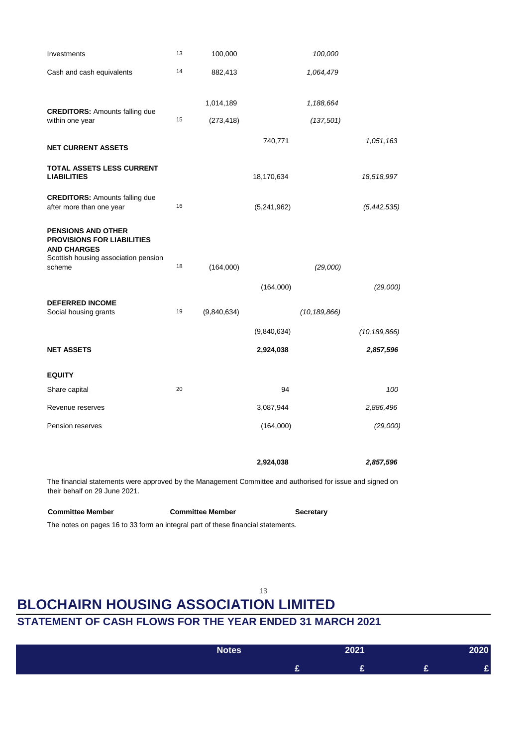| | Notes | 2021 £ | 2021 £ | 2020 £ | 2020 £ |
|---|---|---|---|---|---|
| Investments | 13 | 100,000 | | *100,000* | |
| Cash and cash equivalents | 14 | 882,413 | | *1,064,479* | |
| | | 1,014,189 | | *1,188,664* | |
| **CREDITORS:** Amounts falling due within one year | 15 | (273,418) | | *(137,501)* | |
| **NET CURRENT ASSETS** | | | 740,771 | | *1,051,163* |
| **TOTAL ASSETS LESS CURRENT LIABILITIES** | | | 18,170,634 | | *18,518,997* |
| **CREDITORS:** Amounts falling due after more than one year | 16 | | (5,241,962) | | *(5,442,535)* |
| **PENSIONS AND OTHER PROVISIONS FOR LIABILITIES AND CHARGES** | | | | | |
| Scottish housing association pension scheme | 18 | (164,000) | | *(29,000)* | |
| | | | (164,000) | | *(29,000)* |
| **DEFERRED INCOME** | | | | | |
| Social housing grants | 19 | (9,840,634) | | *(10,189,866)* | |
| | | | (9,840,634) | | *(10,189,866)* |
| **NET ASSETS** | | | **2,924,038** | | ***2,857,596*** |
| **EQUITY** | | | | | |
| Share capital | 20 | | 94 | | *100* |
| Revenue reserves | | | 3,087,944 | | *2,886,496* |
| Pension reserves | | | (164,000) | | *(29,000)* |
| | | | **2,924,038** | | ***2,857,596*** |

The financial statements were approved by the Management Committee and authorised for issue and signed on their behalf on 29 June 2021.

**Committee Member** **Committee Member** **Secretary**

The notes on pages 16 to 33 form an integral part of these financial statements.

# BLOCHAIRN HOUSING ASSOCIATION LIMITED

## STATEMENT OF CASH FLOWS FOR THE YEAR ENDED 31 MARCH 2021

| | Notes | 2021 £ | 2021 £ | 2020 £ | 2020 £ |
|---|---|---|---|---|---|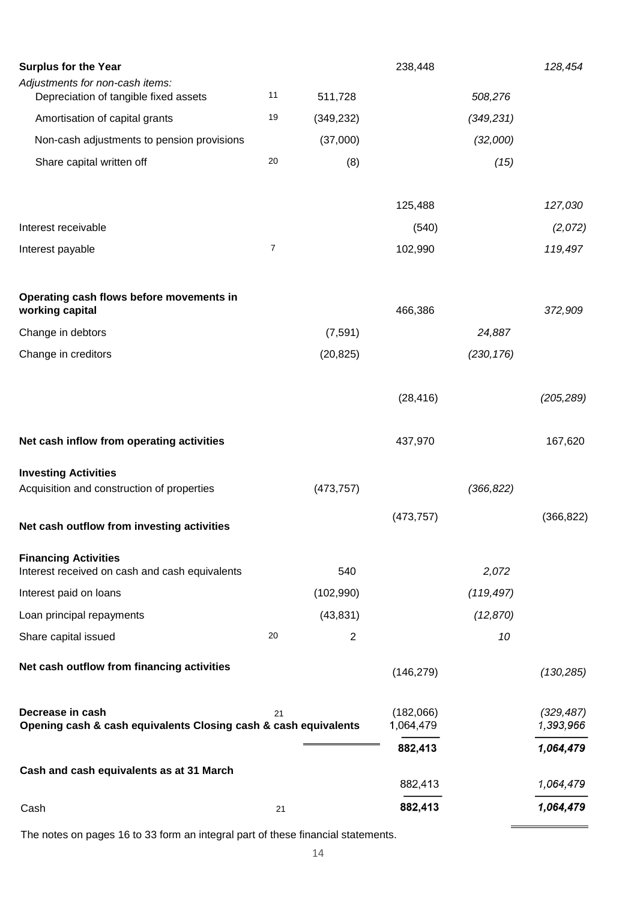| | Note | | | | |
|---|---|---|---|---|---|
| **Surplus for the Year** | | | 238,448 | | *128,454* |
| *Adjustments for non-cash items:* | | | | | |
| Depreciation of tangible fixed assets | 11 | 511,728 | | *508,276* | |
| Amortisation of capital grants | 19 | (349,232) | | *(349,231)* | |
| Non-cash adjustments to pension provisions | | (37,000) | | *(32,000)* | |
| Share capital written off | 20 | (8) | | *(15)* | |
| | | | 125,488 | | *127,030* |
| Interest receivable | | | (540) | | *(2,072)* |
| Interest payable | 7 | | 102,990 | | *119,497* |
| **Operating cash flows before movements in working capital** | | | 466,386 | | *372,909* |
| Change in debtors | | (7,591) | | *24,887* | |
| Change in creditors | | (20,825) | | *(230,176)* | |
| | | | (28,416) | | *(205,289)* |
| **Net cash inflow from operating activities** | | | 437,970 | | 167,620 |
| **Investing Activities** | | | | | |
| Acquisition and construction of properties | | (473,757) | | *(366,822)* | |
| **Net cash outflow from investing activities** | | | (473,757) | | (366,822) |
| **Financing Activities** | | | | | |
| Interest received on cash and cash equivalents | | 540 | | *2,072* | |
| Interest paid on loans | | (102,990) | | *(119,497)* | |
| Loan principal repayments | | (43,831) | | *(12,870)* | |
| Share capital issued | 20 | 2 | | *10* | |
| **Net cash outflow from financing activities** | | | (146,279) | | *(130,285)* |
| **Decrease in cash** | 21 | | (182,066) | | *(329,487)* |
| **Opening cash & cash equivalents Closing cash & cash equivalents** | | | 1,064,479 | | *1,393,966* |
| | | | **882,413** | | ***1,064,479*** |
| **Cash and cash equivalents as at 31 March** | | | 882,413 | | *1,064,479* |
| Cash | 21 | | **882,413** | | ***1,064,479*** |

The notes on pages 16 to 33 form an integral part of these financial statements.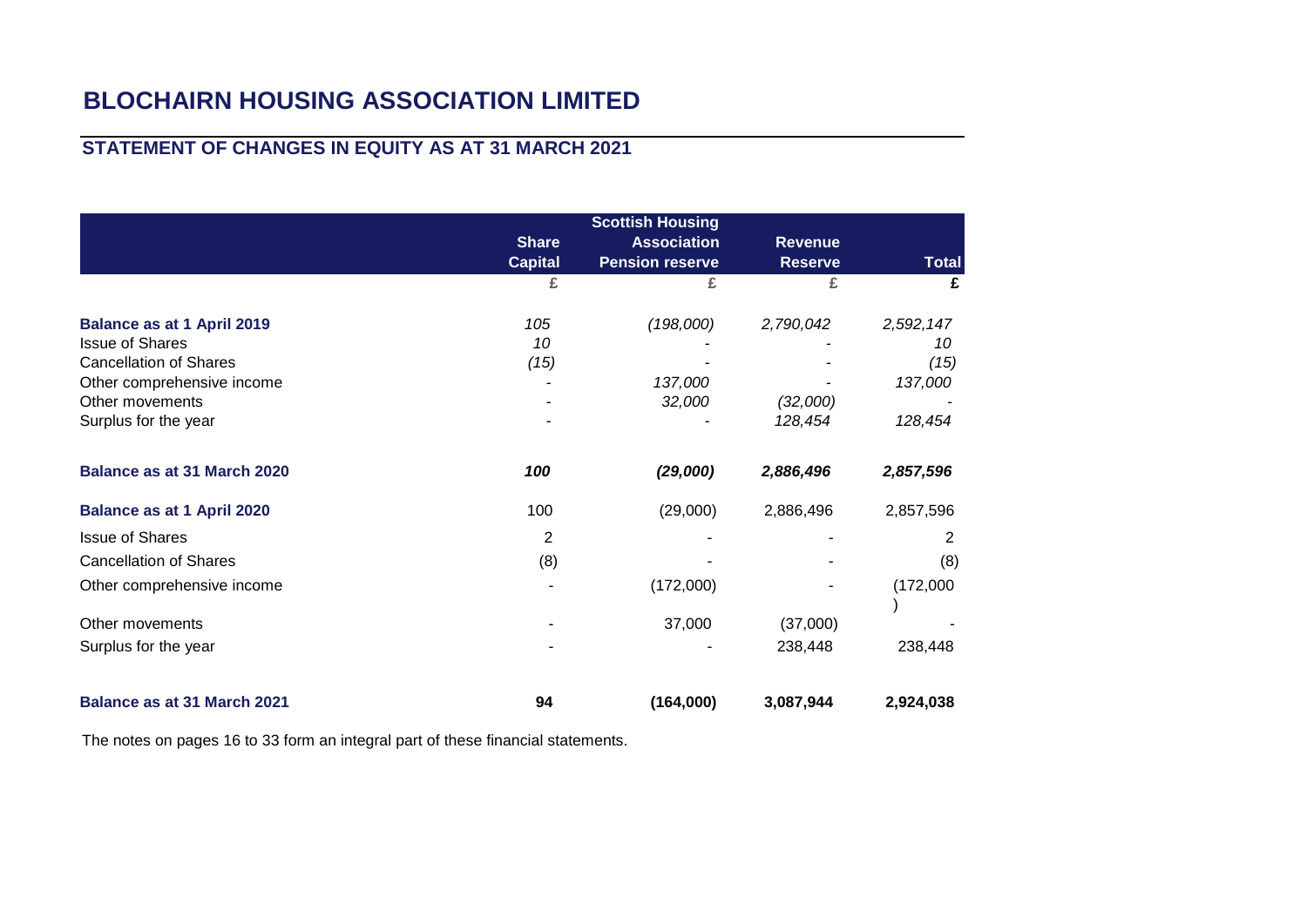# BLOCHAIRN HOUSING ASSOCIATION LIMITED

## STATEMENT OF CHANGES IN EQUITY AS AT 31 MARCH 2021

| | Share Capital | Scottish Housing Association Pension reserve | Revenue Reserve | Total |
|---|---|---|---|---|
| | £ | £ | £ | £ |
| **Balance as at 1 April 2019** | *105* | *(198,000)* | *2,790,042* | *2,592,147* |
| Issue of Shares | *10* | - | - | *10* |
| Cancellation of Shares | *(15)* | - | - | *(15)* |
| Other comprehensive income | - | *137,000* | - | *137,000* |
| Other movements | - | *32,000* | *(32,000)* | - |
| Surplus for the year | - | - | *128,454* | *128,454* |
| **Balance as at 31 March 2020** | ***100*** | ***(29,000)*** | ***2,886,496*** | ***2,857,596*** |
| **Balance as at 1 April 2020** | 100 | (29,000) | 2,886,496 | 2,857,596 |
| Issue of Shares | 2 | - | - | 2 |
| Cancellation of Shares | (8) | - | - | (8) |
| Other comprehensive income | - | (172,000) | - | (172,000) |
| Other movements | - | 37,000 | (37,000) | - |
| Surplus for the year | - | - | 238,448 | 238,448 |
| **Balance as at 31 March 2021** | **94** | **(164,000)** | **3,087,944** | **2,924,038** |

The notes on pages 16 to 33 form an integral part of these financial statements.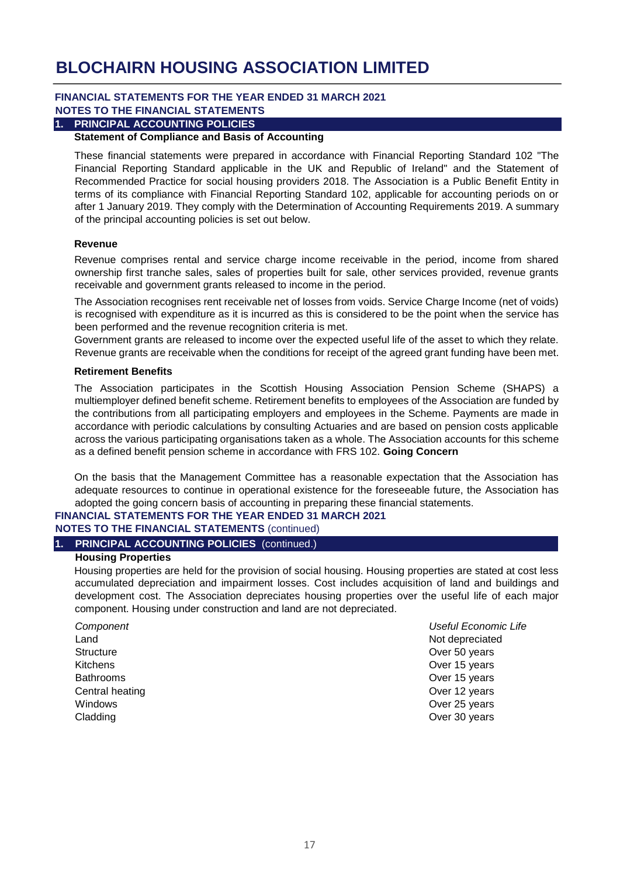# BLOCHAIRN HOUSING ASSOCIATION LIMITED

**FINANCIAL STATEMENTS FOR THE YEAR ENDED 31 MARCH 2021**
**NOTES TO THE FINANCIAL STATEMENTS**

## 1. PRINCIPAL ACCOUNTING POLICIES

### Statement of Compliance and Basis of Accounting

These financial statements were prepared in accordance with Financial Reporting Standard 102 "The Financial Reporting Standard applicable in the UK and Republic of Ireland" and the Statement of Recommended Practice for social housing providers 2018. The Association is a Public Benefit Entity in terms of its compliance with Financial Reporting Standard 102, applicable for accounting periods on or after 1 January 2019. They comply with the Determination of Accounting Requirements 2019. A summary of the principal accounting policies is set out below.

### Revenue

Revenue comprises rental and service charge income receivable in the period, income from shared ownership first tranche sales, sales of properties built for sale, other services provided, revenue grants receivable and government grants released to income in the period.

The Association recognises rent receivable net of losses from voids. Service Charge Income (net of voids) is recognised with expenditure as it is incurred as this is considered to be the point when the service has been performed and the revenue recognition criteria is met.

Government grants are released to income over the expected useful life of the asset to which they relate. Revenue grants are receivable when the conditions for receipt of the agreed grant funding have been met.

### Retirement Benefits

The Association participates in the Scottish Housing Association Pension Scheme (SHAPS) a multiemployer defined benefit scheme. Retirement benefits to employees of the Association are funded by the contributions from all participating employers and employees in the Scheme. Payments are made in accordance with periodic calculations by consulting Actuaries and are based on pension costs applicable across the various participating organisations taken as a whole. The Association accounts for this scheme as a defined benefit pension scheme in accordance with FRS 102.

### Going Concern

On the basis that the Management Committee has a reasonable expectation that the Association has adequate resources to continue in operational existence for the foreseeable future, the Association has adopted the going concern basis of accounting in preparing these financial statements.

**FINANCIAL STATEMENTS FOR THE YEAR ENDED 31 MARCH 2021**
**NOTES TO THE FINANCIAL STATEMENTS** (continued)

## 1. PRINCIPAL ACCOUNTING POLICIES (continued.)

### Housing Properties

Housing properties are held for the provision of social housing. Housing properties are stated at cost less accumulated depreciation and impairment losses. Cost includes acquisition of land and buildings and development cost. The Association depreciates housing properties over the useful life of each major component. Housing under construction and land are not depreciated.

| *Component* | *Useful Economic Life* |
|---|---|
| Land | Not depreciated |
| Structure | Over 50 years |
| Kitchens | Over 15 years |
| Bathrooms | Over 15 years |
| Central heating | Over 12 years |
| Windows | Over 25 years |
| Cladding | Over 30 years |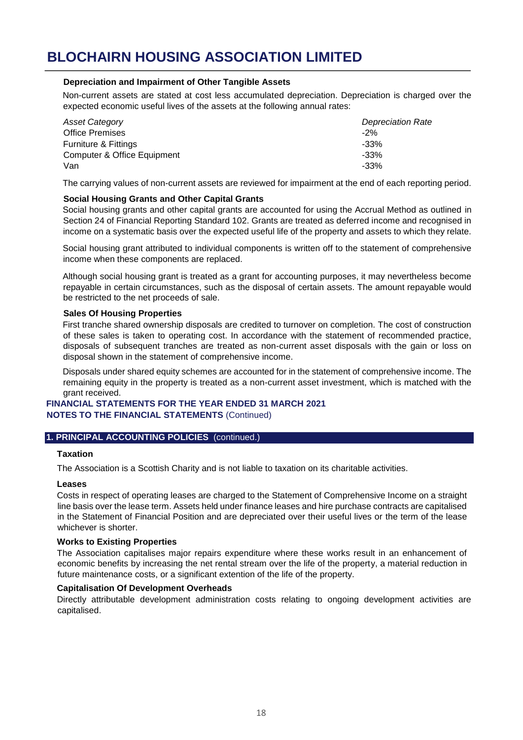#### Depreciation and Impairment of Other Tangible Assets

Non-current assets are stated at cost less accumulated depreciation. Depreciation is charged over the expected economic useful lives of the assets at the following annual rates:

| *Asset Category* | *Depreciation Rate* |
|---|---|
| Office Premises | -2% |
| Furniture & Fittings | -33% |
| Computer & Office Equipment | -33% |
| Van | -33% |

The carrying values of non-current assets are reviewed for impairment at the end of each reporting period.

#### Social Housing Grants and Other Capital Grants

Social housing grants and other capital grants are accounted for using the Accrual Method as outlined in Section 24 of Financial Reporting Standard 102. Grants are treated as deferred income and recognised in income on a systematic basis over the expected useful life of the property and assets to which they relate.

Social housing grant attributed to individual components is written off to the statement of comprehensive income when these components are replaced.

Although social housing grant is treated as a grant for accounting purposes, it may nevertheless become repayable in certain circumstances, such as the disposal of certain assets. The amount repayable would be restricted to the net proceeds of sale.

#### Sales Of Housing Properties

First tranche shared ownership disposals are credited to turnover on completion. The cost of construction of these sales is taken to operating cost. In accordance with the statement of recommended practice, disposals of subsequent tranches are treated as non-current asset disposals with the gain or loss on disposal shown in the statement of comprehensive income.

Disposals under shared equity schemes are accounted for in the statement of comprehensive income. The remaining equity in the property is treated as a non-current asset investment, which is matched with the grant received.

## FINANCIAL STATEMENTS FOR THE YEAR ENDED 31 MARCH 2021

## NOTES TO THE FINANCIAL STATEMENTS (Continued)

### 1. PRINCIPAL ACCOUNTING POLICIES (continued.)

#### Taxation

The Association is a Scottish Charity and is not liable to taxation on its charitable activities.

#### Leases

Costs in respect of operating leases are charged to the Statement of Comprehensive Income on a straight line basis over the lease term. Assets held under finance leases and hire purchase contracts are capitalised in the Statement of Financial Position and are depreciated over their useful lives or the term of the lease whichever is shorter.

#### Works to Existing Properties

The Association capitalises major repairs expenditure where these works result in an enhancement of economic benefits by increasing the net rental stream over the life of the property, a material reduction in future maintenance costs, or a significant extention of the life of the property.

#### Capitalisation Of Development Overheads

Directly attributable development administration costs relating to ongoing development activities are capitalised.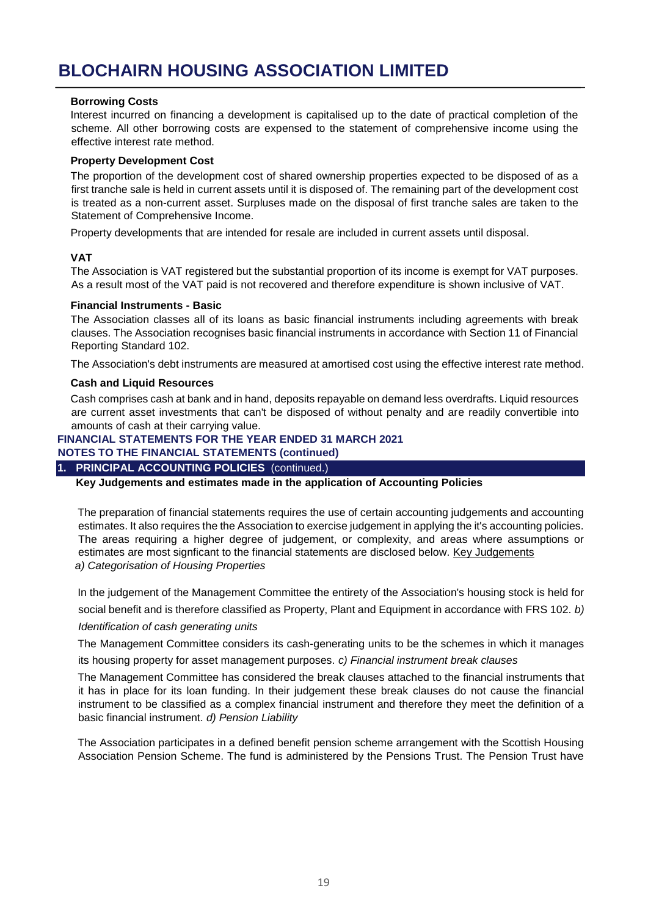**Borrowing Costs**

Interest incurred on financing a development is capitalised up to the date of practical completion of the scheme. All other borrowing costs are expensed to the statement of comprehensive income using the effective interest rate method.

**Property Development Cost**

The proportion of the development cost of shared ownership properties expected to be disposed of as a first tranche sale is held in current assets until it is disposed of. The remaining part of the development cost is treated as a non-current asset. Surpluses made on the disposal of first tranche sales are taken to the Statement of Comprehensive Income.

Property developments that are intended for resale are included in current assets until disposal.

**VAT**

The Association is VAT registered but the substantial proportion of its income is exempt for VAT purposes. As a result most of the VAT paid is not recovered and therefore expenditure is shown inclusive of VAT.

**Financial Instruments - Basic**

The Association classes all of its loans as basic financial instruments including agreements with break clauses. The Association recognises basic financial instruments in accordance with Section 11 of Financial Reporting Standard 102.

The Association's debt instruments are measured at amortised cost using the effective interest rate method.

**Cash and Liquid Resources**

Cash comprises cash at bank and in hand, deposits repayable on demand less overdrafts. Liquid resources are current asset investments that can't be disposed of without penalty and are readily convertible into amounts of cash at their carrying value.

**FINANCIAL STATEMENTS FOR THE YEAR ENDED 31 MARCH 2021**
**NOTES TO THE FINANCIAL STATEMENTS (continued)**

## 1. PRINCIPAL ACCOUNTING POLICIES (continued.)

**Key Judgements and estimates made in the application of Accounting Policies**

The preparation of financial statements requires the use of certain accounting judgements and accounting estimates. It also requires the the Association to exercise judgement in applying the it's accounting policies. The areas requiring a higher degree of judgement, or complexity, and areas where assumptions or estimates are most signficant to the financial statements are disclosed below.

Key Judgements

*a) Categorisation of Housing Properties*

In the judgement of the Management Committee the entirety of the Association's housing stock is held for social benefit and is therefore classified as Property, Plant and Equipment in accordance with FRS 102.

*b) Identification of cash generating units*

The Management Committee considers its cash-generating units to be the schemes in which it manages its housing property for asset management purposes.

*c) Financial instrument break clauses*

The Management Committee has considered the break clauses attached to the financial instruments that it has in place for its loan funding. In their judgement these break clauses do not cause the financial instrument to be classified as a complex financial instrument and therefore they meet the definition of a basic financial instrument.

*d) Pension Liability*

The Association participates in a defined benefit pension scheme arrangement with the Scottish Housing Association Pension Scheme. The fund is administered by the Pensions Trust. The Pension Trust have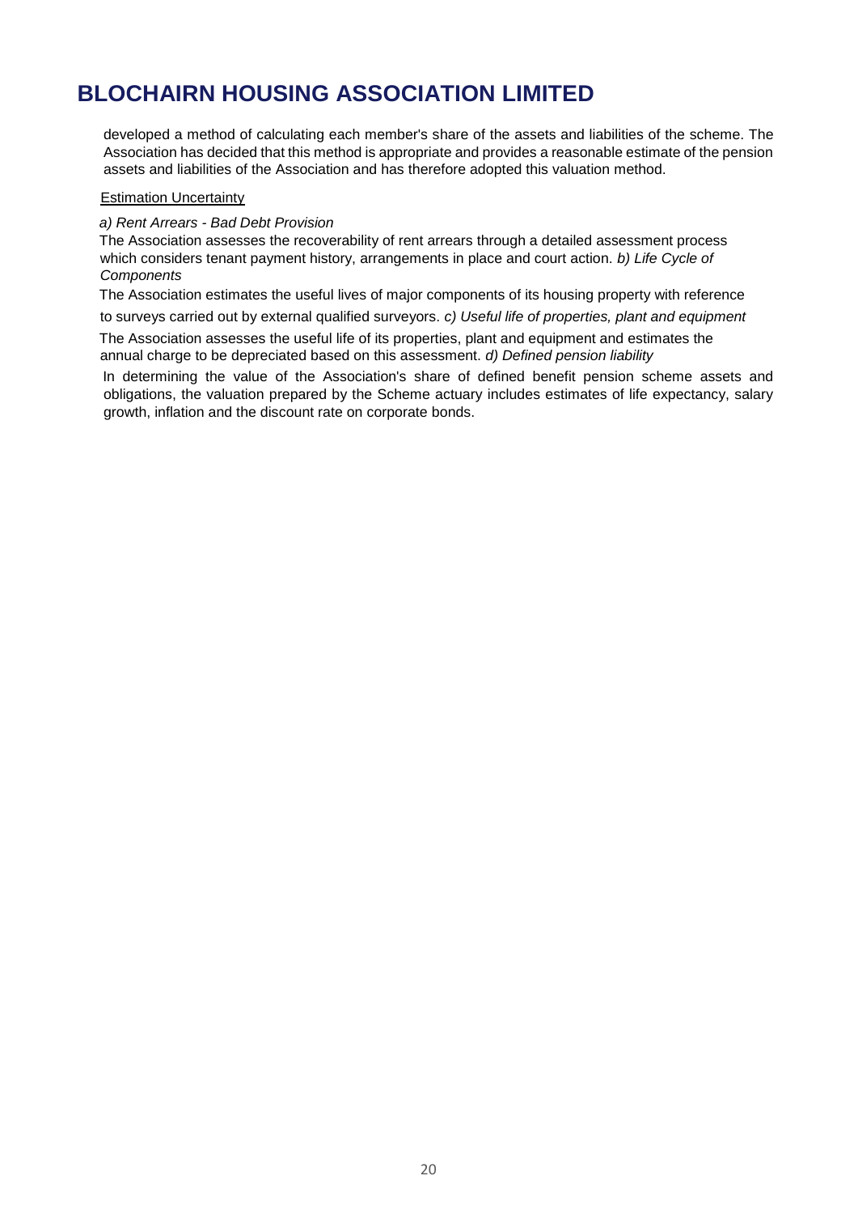developed a method of calculating each member's share of the assets and liabilities of the scheme. The Association has decided that this method is appropriate and provides a reasonable estimate of the pension assets and liabilities of the Association and has therefore adopted this valuation method.

<u>Estimation Uncertainty</u>

*a) Rent Arrears - Bad Debt Provision*

The Association assesses the recoverability of rent arrears through a detailed assessment process which considers tenant payment history, arrangements in place and court action.

*b) Life Cycle of Components*

The Association estimates the useful lives of major components of its housing property with reference to surveys carried out by external qualified surveyors.

*c) Useful life of properties, plant and equipment*

The Association assesses the useful life of its properties, plant and equipment and estimates the annual charge to be depreciated based on this assessment.

*d) Defined pension liability*

In determining the value of the Association's share of defined benefit pension scheme assets and obligations, the valuation prepared by the Scheme actuary includes estimates of life expectancy, salary growth, inflation and the discount rate on corporate bonds.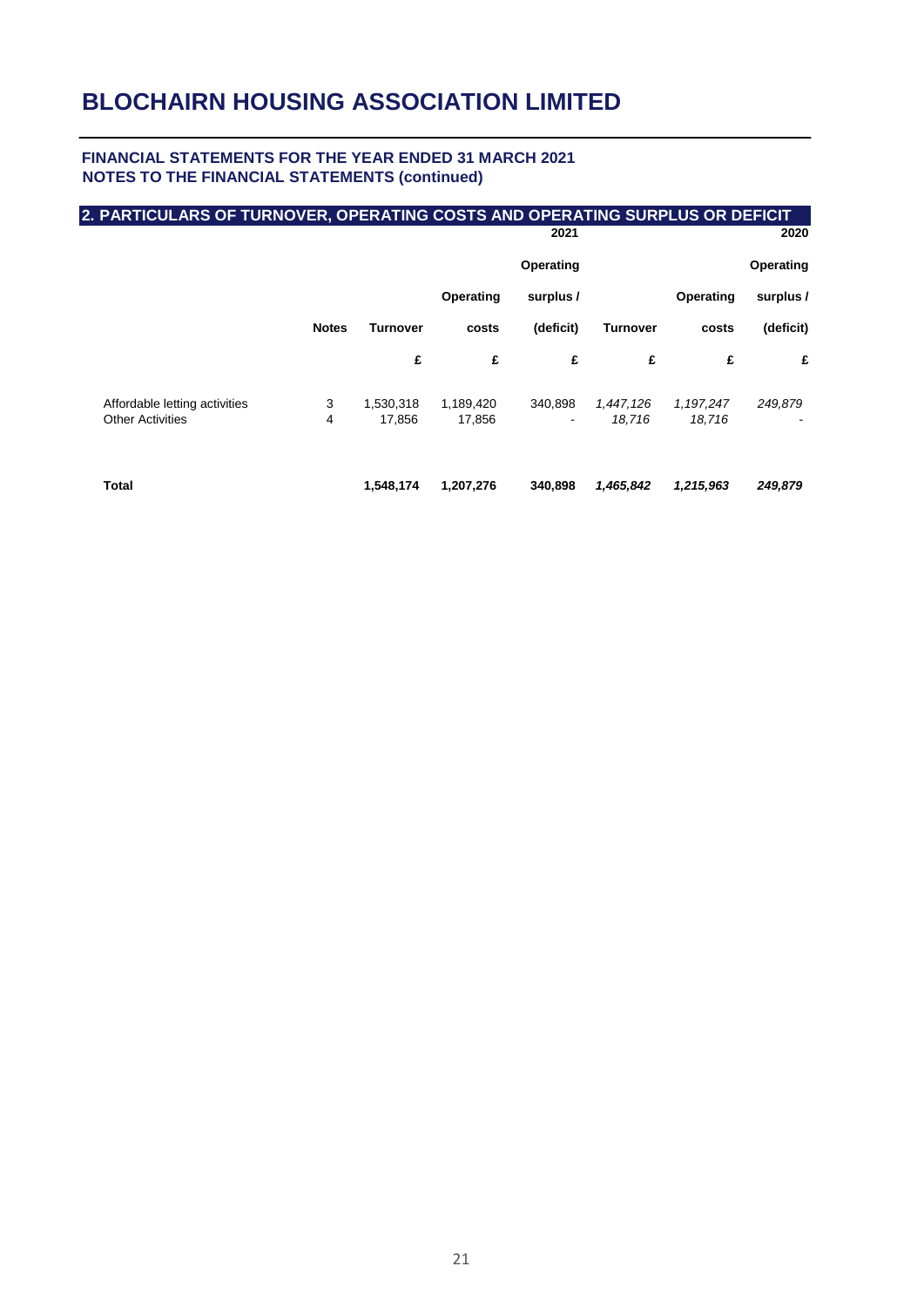# BLOCHAIRN HOUSING ASSOCIATION LIMITED

**FINANCIAL STATEMENTS FOR THE YEAR ENDED 31 MARCH 2021**
**NOTES TO THE FINANCIAL STATEMENTS (continued)**

## 2. PARTICULARS OF TURNOVER, OPERATING COSTS AND OPERATING SURPLUS OR DEFICIT

| | | | | **2021** | | | **2020** |
|---|---|---|---|---|---|---|---|
| | **Notes** | **Turnover** | **Operating costs** | **Operating surplus / (deficit)** | **Turnover** | **Operating costs** | **Operating surplus / (deficit)** |
| | | **£** | **£** | **£** | **£** | **£** | **£** |
| Affordable letting activities | 3 | 1,530,318 | 1,189,420 | 340,898 | *1,447,126* | *1,197,247* | *249,879* |
| Other Activities | 4 | 17,856 | 17,856 | - | *18,716* | *18,716* | - |
| **Total** | | **1,548,174** | **1,207,276** | **340,898** | ***1,465,842*** | ***1,215,963*** | ***249,879*** |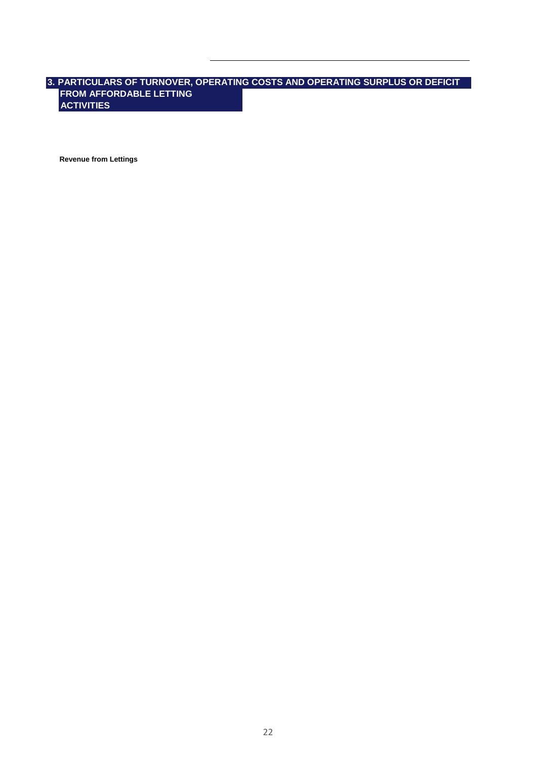## 3. PARTICULARS OF TURNOVER, OPERATING COSTS AND OPERATING SURPLUS OR DEFICIT FROM AFFORDABLE LETTING ACTIVITIES

**Revenue from Lettings**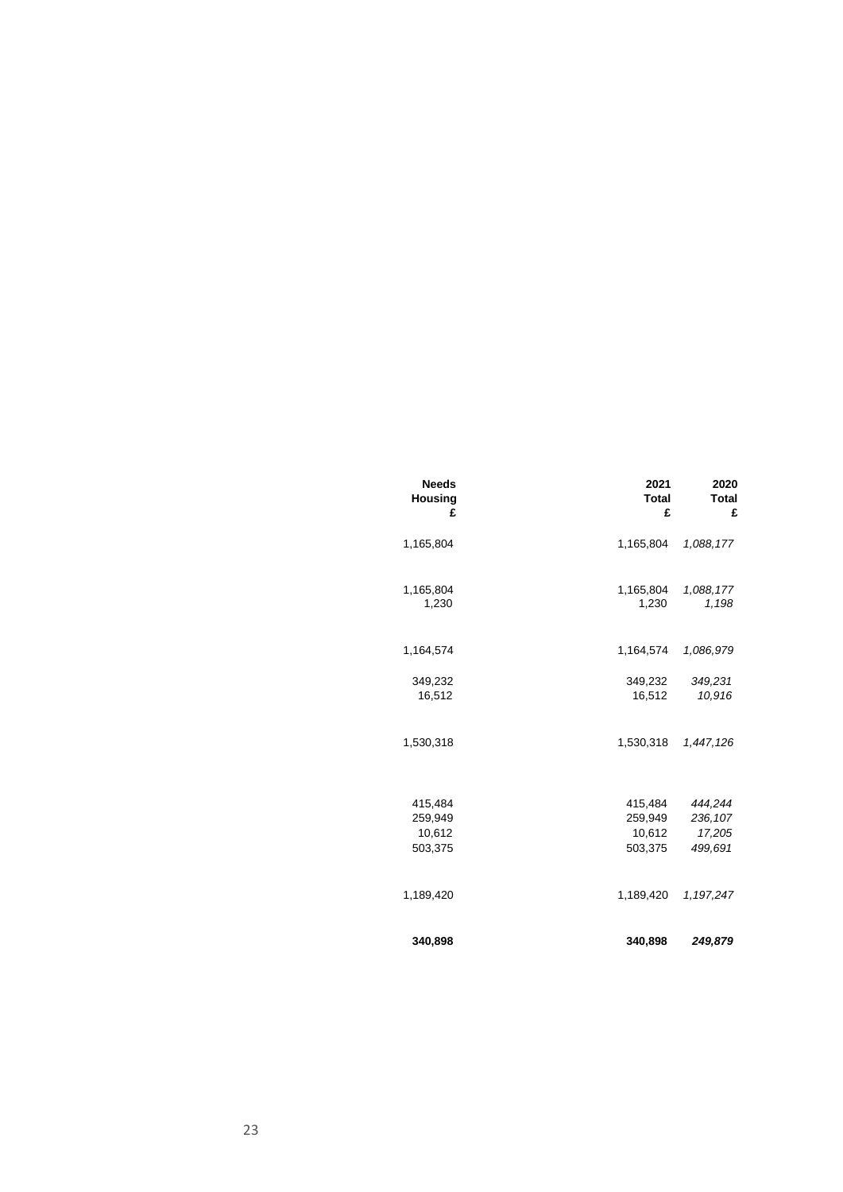| Needs Housing £ | 2021 Total £ | 2020 Total £ |
|---|---|---|
| 1,165,804 | 1,165,804 | *1,088,177* |
| | | |
| 1,165,804 | 1,165,804 | *1,088,177* |
| 1,230 | 1,230 | *1,198* |
| | | |
| 1,164,574 | 1,164,574 | *1,086,979* |
| | | |
| 349,232 | 349,232 | *349,231* |
| 16,512 | 16,512 | *10,916* |
| | | |
| 1,530,318 | 1,530,318 | *1,447,126* |
| | | |
| 415,484 | 415,484 | *444,244* |
| 259,949 | 259,949 | *236,107* |
| 10,612 | 10,612 | *17,205* |
| 503,375 | 503,375 | *499,691* |
| | | |
| 1,189,420 | 1,189,420 | *1,197,247* |
| | | |
| **340,898** | **340,898** | ***249,879*** |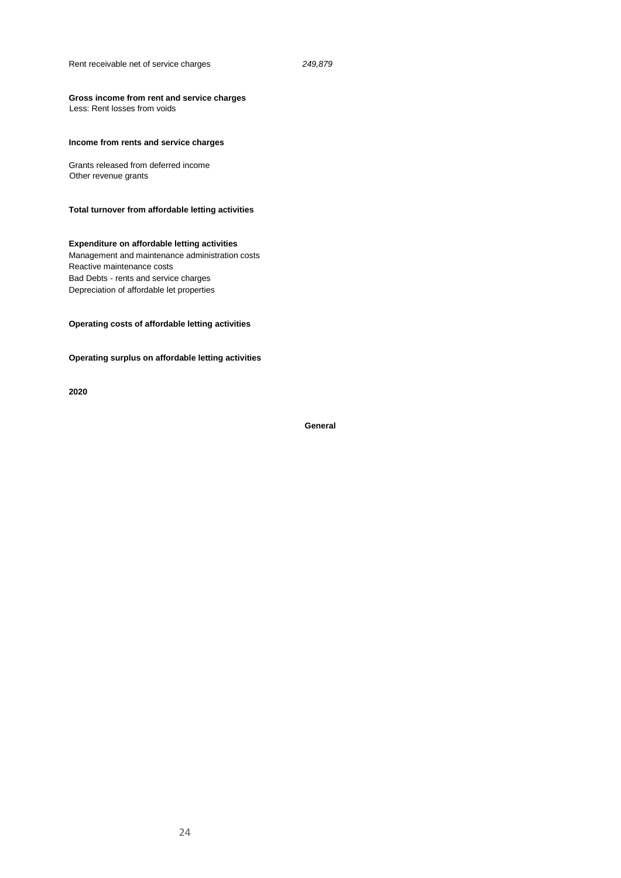Rent receivable net of service charges *249,879*

**Gross income from rent and service charges**
Less: Rent losses from voids

**Income from rents and service charges**

Grants released from deferred income
Other revenue grants

**Total turnover from affordable letting activities**

**Expenditure on affordable letting activities**
Management and maintenance administration costs
Reactive maintenance costs
Bad Debts - rents and service charges
Depreciation of affordable let properties

**Operating costs of affordable letting activities**

**Operating surplus on affordable letting activities**

**2020**

**General**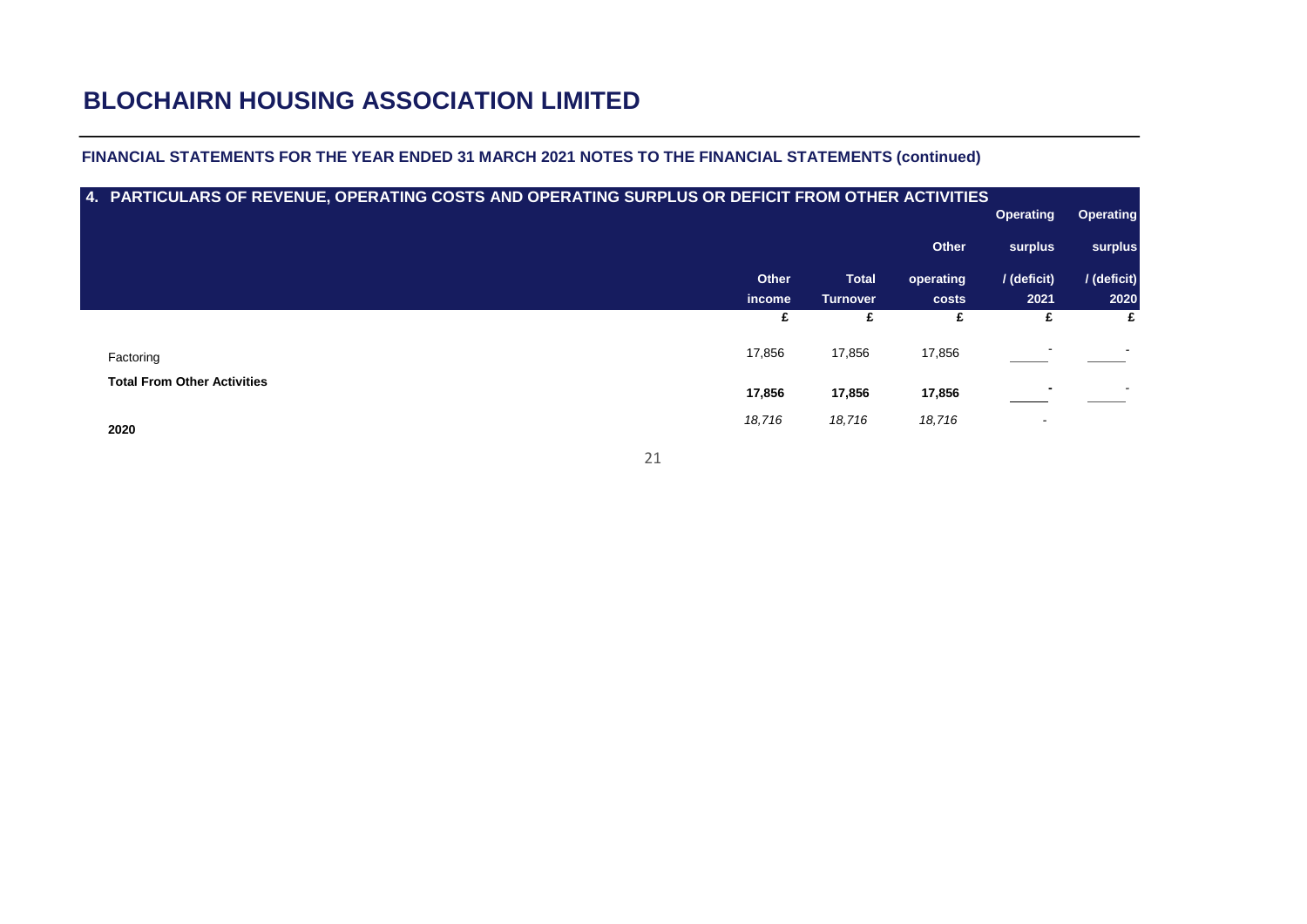# BLOCHAIRN HOUSING ASSOCIATION LIMITED

## FINANCIAL STATEMENTS FOR THE YEAR ENDED 31 MARCH 2021 NOTES TO THE FINANCIAL STATEMENTS (continued)

### 4. PARTICULARS OF REVENUE, OPERATING COSTS AND OPERATING SURPLUS OR DEFICIT FROM OTHER ACTIVITIES

| | Other income | Total Turnover | Other operating costs | Operating surplus / (deficit) 2021 | Operating surplus / (deficit) 2020 |
|---|---|---|---|---|---|
| | £ | £ | £ | £ | £ |
| Factoring | 17,856 | 17,856 | 17,856 | - | - |
| **Total From Other Activities** | **17,856** | **17,856** | **17,856** | **-** | - |
| **2020** | *18,716* | *18,716* | *18,716* | - | |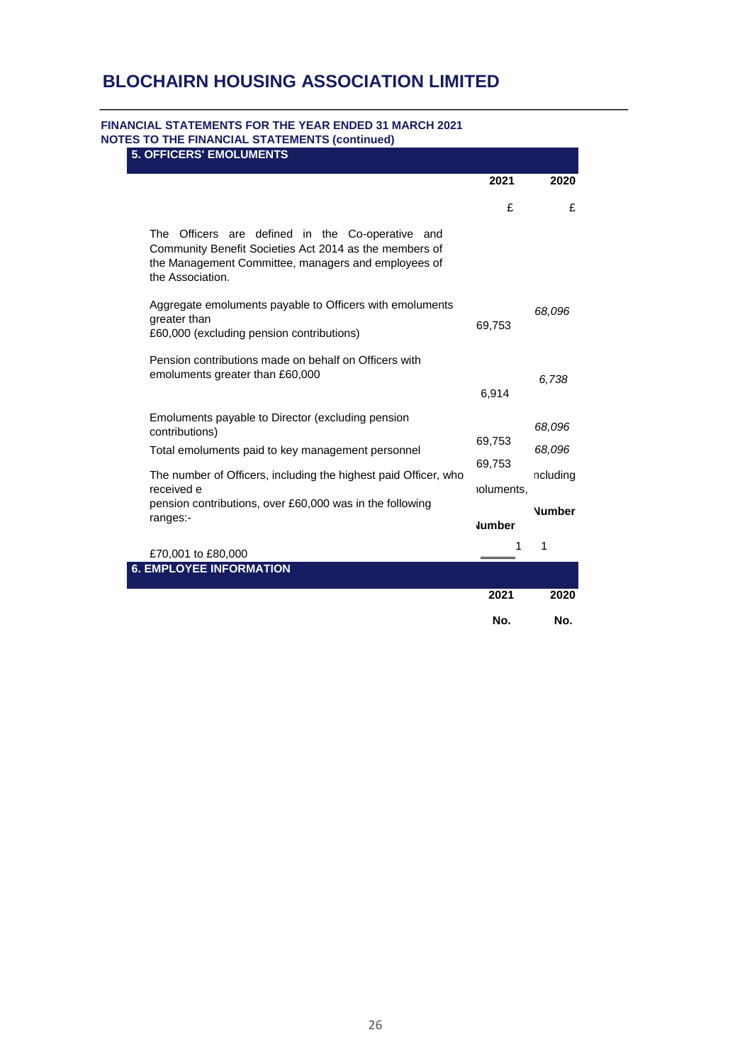# BLOCHAIRN HOUSING ASSOCIATION LIMITED

**FINANCIAL STATEMENTS FOR THE YEAR ENDED 31 MARCH 2021**
**NOTES TO THE FINANCIAL STATEMENTS (continued)**

## 5. OFFICERS' EMOLUMENTS

| | 2021 | 2020 |
|---|---|---|
| | £ | £ |
| The Officers are defined in the Co-operative and Community Benefit Societies Act 2014 as the members of the Management Committee, managers and employees of the Association. | | |
| Aggregate emoluments payable to Officers with emoluments greater than £60,000 (excluding pension contributions) | 69,753 | *68,096* |
| Pension contributions made on behalf on Officers with emoluments greater than £60,000 | 6,914 | *6,738* |
| Emoluments payable to Director (excluding pension contributions) | 69,753 | *68,096* |
| Total emoluments paid to key management personnel | 69,753 | *68,096* |

The number of Officers, including the highest paid Officer, who received e ıoluments, ncluding pension contributions, over £60,000 was in the following ranges:-

| | Number | Number |
|---|---|---|
| £70,001 to £80,000 | 1 | 1 |

## 6. EMPLOYEE INFORMATION

| | 2021 | 2020 |
|---|---|---|
| | No. | No. |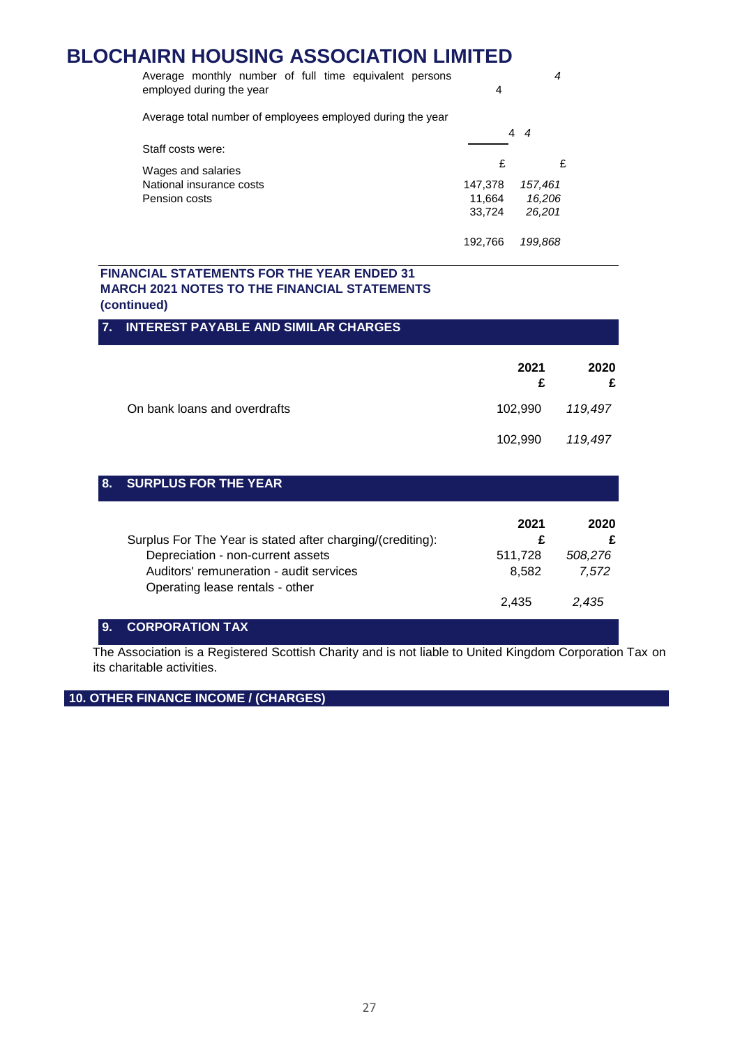# BLOCHAIRN HOUSING ASSOCIATION LIMITED

| | 2021 | 2020 |
|---|---|---|
| Average monthly number of full time equivalent persons employed during the year | 4 | *4* |
| Average total number of employees employed during the year | 4 | *4* |
| Staff costs were: | £ | £ |
| Wages and salaries | 147,378 | *157,461* |
| National insurance costs | 11,664 | *16,206* |
| Pension costs | 33,724 | *26,201* |
| | 192,766 | *199,868* |

**FINANCIAL STATEMENTS FOR THE YEAR ENDED 31 MARCH 2021 NOTES TO THE FINANCIAL STATEMENTS (continued)**

## 7. INTEREST PAYABLE AND SIMILAR CHARGES

| | 2021<br>£ | 2020<br>£ |
|---|---|---|
| On bank loans and overdrafts | 102,990 | *119,497* |
| | 102,990 | *119,497* |

## 8. SURPLUS FOR THE YEAR

| | 2021 | 2020 |
|---|---|---|
| Surplus For The Year is stated after charging/(crediting): | £ | £ |
| Depreciation - non-current assets | 511,728 | *508,276* |
| Auditors' remuneration - audit services | 8,582 | *7,572* |
| Operating lease rentals - other | 2,435 | *2,435* |

## 9. CORPORATION TAX

The Association is a Registered Scottish Charity and is not liable to United Kingdom Corporation Tax on its charitable activities.

## 10. OTHER FINANCE INCOME / (CHARGES)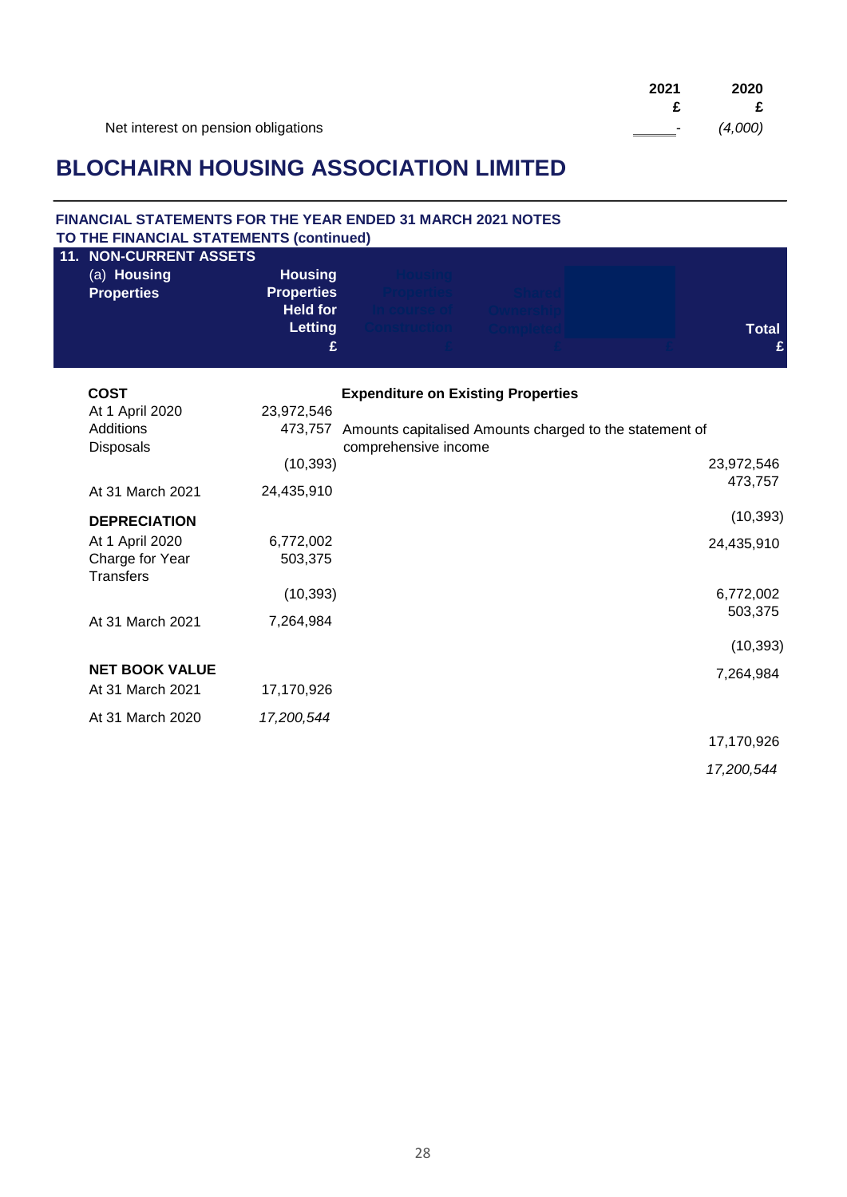| | 2021 £ | 2020 £ |
|---|---|---|
| Net interest on pension obligations | - | *(4,000)* |

# BLOCHAIRN HOUSING ASSOCIATION LIMITED

**FINANCIAL STATEMENTS FOR THE YEAR ENDED 31 MARCH 2021 NOTES TO THE FINANCIAL STATEMENTS (continued)**

## 11. NON-CURRENT ASSETS

| (a) **Housing Properties** | **Housing Properties Held for Letting £** | **Housing Properties In course of Construction £** | **Shared Ownership Completed £** | **£** | **Total £** |
|---|---|---|---|---|---|
| **COST** | | | | | |
| At 1 April 2020 | 23,972,546 | | | | 23,972,546 |
| Additions | 473,757 | | | | 473,757 |
| Disposals | (10,393) | | | | (10,393) |
| At 31 March 2021 | 24,435,910 | | | | 24,435,910 |
| **DEPRECIATION** | | | | | |
| At 1 April 2020 | 6,772,002 | | | | 6,772,002 |
| Charge for Year | 503,375 | | | | 503,375 |
| Transfers | (10,393) | | | | (10,393) |
| At 31 March 2021 | 7,264,984 | | | | 7,264,984 |
| **NET BOOK VALUE** | | | | | |
| At 31 March 2021 | 17,170,926 | | | | 17,170,926 |
| At 31 March 2020 | *17,200,544* | | | | *17,200,544* |

**Expenditure on Existing Properties**

Amounts capitalised Amounts charged to the statement of comprehensive income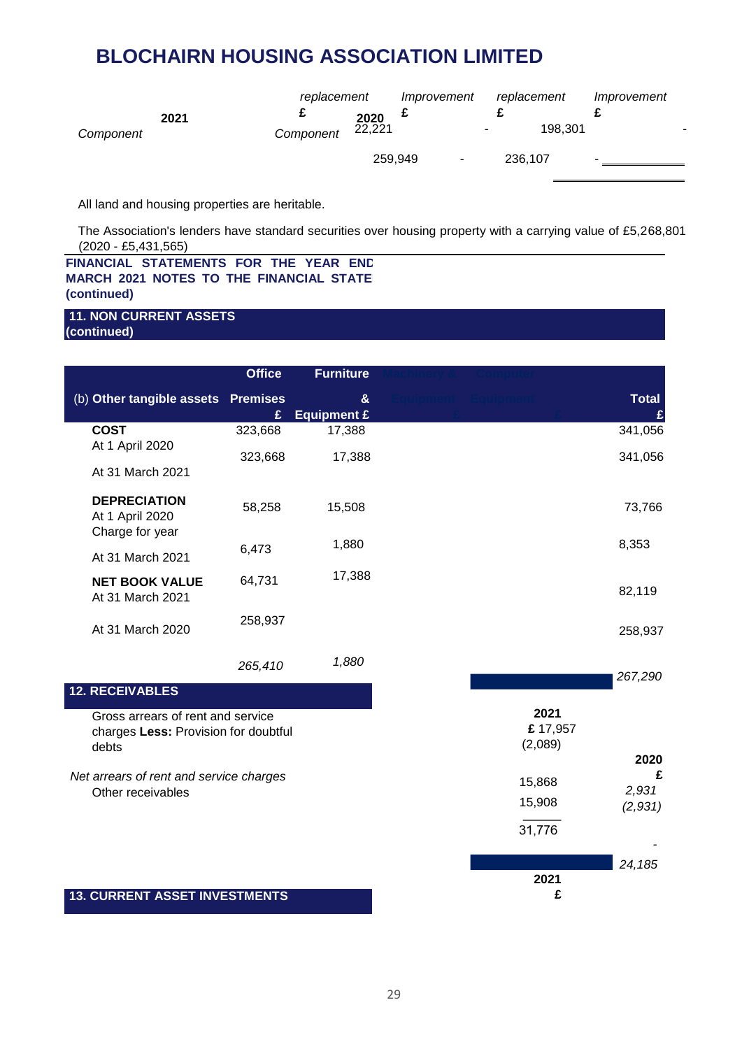# BLOCHAIRN HOUSING ASSOCIATION LIMITED

| | 2021 | | 2020 | |
|---|---|---|---|---|
| | Component replacement | Improvement | Component replacement | Improvement |
| | £ | £ | £ | £ |
| | 22,221 | - | 198,301 | - |
| | 259,949 | - | 236,107 | - |

All land and housing properties are heritable.

The Association's lenders have standard securities over housing property with a carrying value of £5,268,801 (2020 - £5,431,565)

**FINANCIAL STATEMENTS FOR THE YEAR END MARCH 2021 NOTES TO THE FINANCIAL STATE (continued)**

## 11. NON CURRENT ASSETS (continued)

| (b) Other tangible assets | Office Premises £ | Furniture & Equipment £ | Machinery & Equipment £ | Computer Equipment £ | Total £ |
|---|---|---|---|---|---|
| **COST** | | | | | |
| At 1 April 2020 | 323,668 | 17,388 | | | 341,056 |
| At 31 March 2021 | 323,668 | 17,388 | | | 341,056 |
| **DEPRECIATION** | | | | | |
| At 1 April 2020 | 58,258 | 15,508 | | | 73,766 |
| Charge for year | 6,473 | 1,880 | | | 8,353 |
| At 31 March 2021 | 64,731 | 17,388 | | | 82,119 |
| **NET BOOK VALUE** | | | | | |
| At 31 March 2021 | 258,937 | | | | 258,937 |
| At 31 March 2020 | *265,410* | *1,880* | | | *267,290* |

## 12. RECEIVABLES

| | 2021 £ | 2020 £ |
|---|---|---|
| Gross arrears of rent and service charges | 17,957 | *2,931* |
| **Less:** Provision for doubtful debts | (2,089) | *(2,931)* |
| *Net arrears of rent and service charges* | 15,868 | - |
| Other receivables | 15,908 | *24,185* |
| | 31,776 | |

## 13. CURRENT ASSET INVESTMENTS

| | 2021 £ |
|---|---|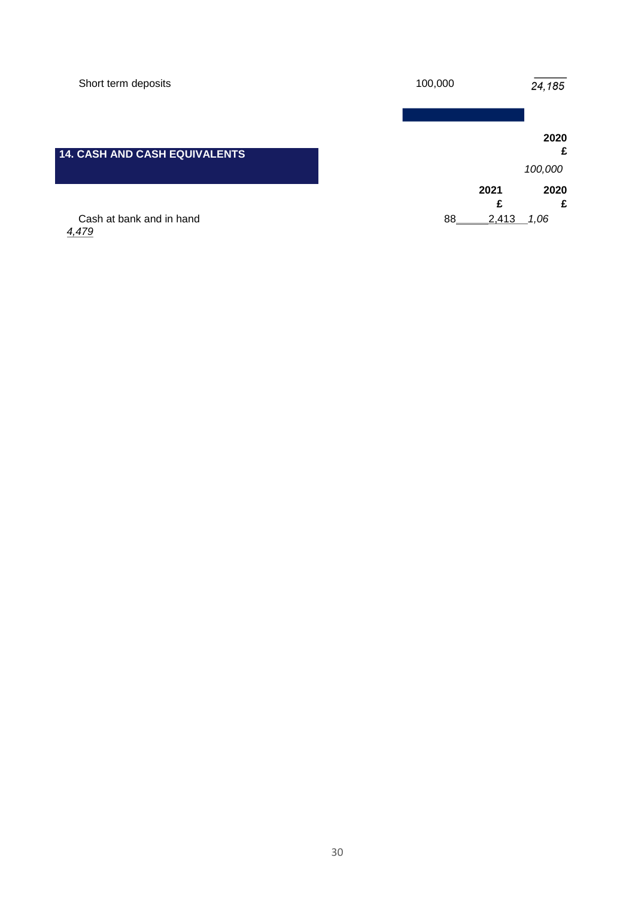| | | |
|---|---|---|
| Short term deposits | 100,000 | *24,185* |

| | | 2020 £ |
|---|---|---|
| | | *100,000* |

## 14. CASH AND CASH EQUIVALENTS

| | 2021 £ | 2020 £ |
|---|---|---|
| Cash at bank and in hand | 882,413 | *1,064,479* |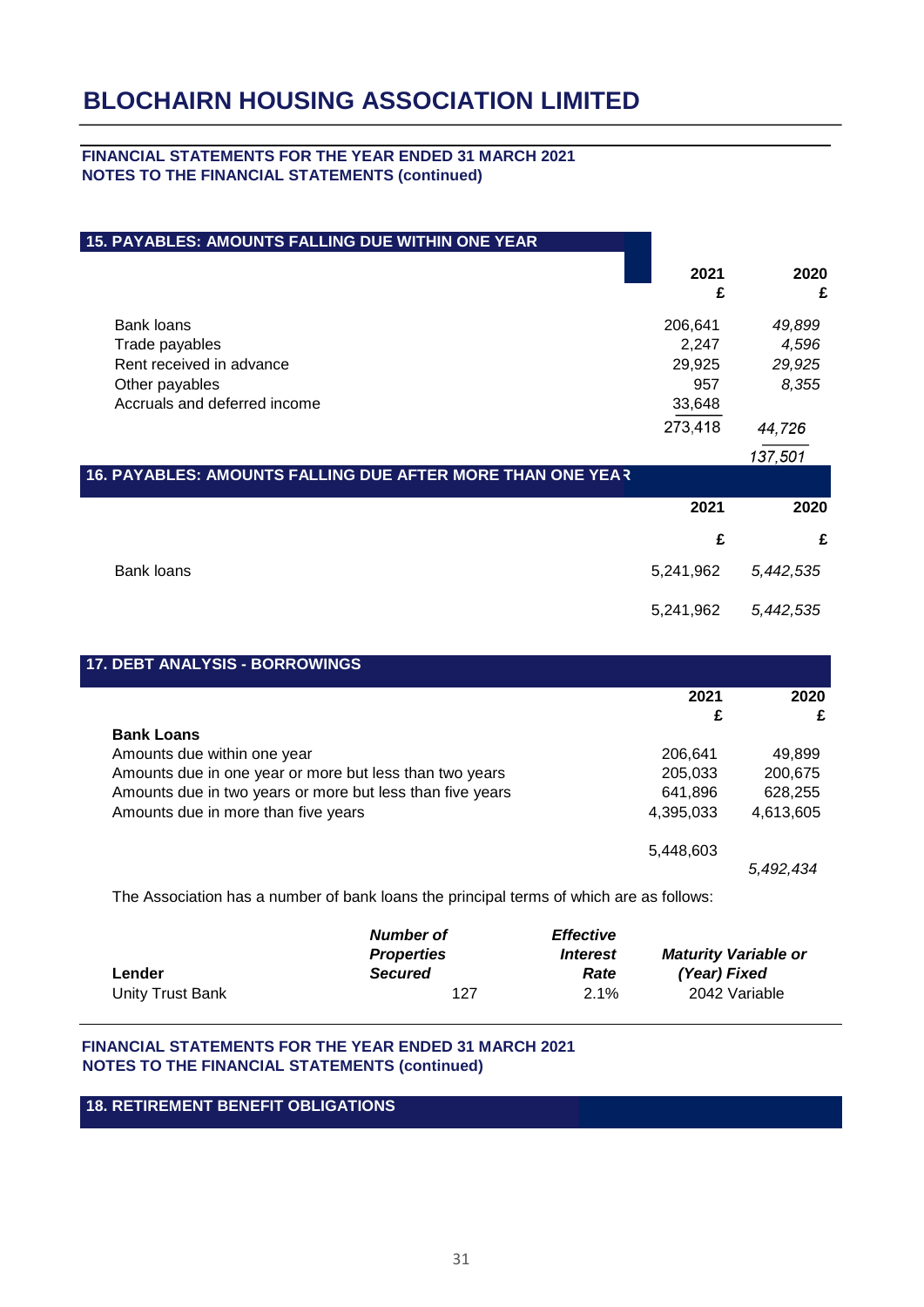# BLOCHAIRN HOUSING ASSOCIATION LIMITED

**FINANCIAL STATEMENTS FOR THE YEAR ENDED 31 MARCH 2021**
**NOTES TO THE FINANCIAL STATEMENTS (continued)**

## 15. PAYABLES: AMOUNTS FALLING DUE WITHIN ONE YEAR

| | 2021 £ | 2020 £ |
|---|---|---|
| Bank loans | 206,641 | *49,899* |
| Trade payables | 2,247 | *4,596* |
| Rent received in advance | 29,925 | *29,925* |
| Other payables | 957 | *8,355* |
| Accruals and deferred income | 33,648 | *44,726* |
| | 273,418 | *137,501* |

## 16. PAYABLES: AMOUNTS FALLING DUE AFTER MORE THAN ONE YEAR

| | 2021 £ | 2020 £ |
|---|---|---|
| Bank loans | 5,241,962 | *5,442,535* |
| | 5,241,962 | *5,442,535* |

## 17. DEBT ANALYSIS - BORROWINGS

| | 2021 £ | 2020 £ |
|---|---|---|
| **Bank Loans** | | |
| Amounts due within one year | 206,641 | 49,899 |
| Amounts due in one year or more but less than two years | 205,033 | 200,675 |
| Amounts due in two years or more but less than five years | 641,896 | 628,255 |
| Amounts due in more than five years | 4,395,033 | 4,613,605 |
| | 5,448,603 | *5,492,434* |

The Association has a number of bank loans the principal terms of which are as follows:

| Lender | *Number of Properties Secured* | *Effective Interest Rate* | *Maturity (Year)* | *Variable or Fixed* |
|---|---|---|---|---|
| Unity Trust Bank | 127 | 2.1% | 2042 | Variable |

**FINANCIAL STATEMENTS FOR THE YEAR ENDED 31 MARCH 2021**
**NOTES TO THE FINANCIAL STATEMENTS (continued)**

## 18. RETIREMENT BENEFIT OBLIGATIONS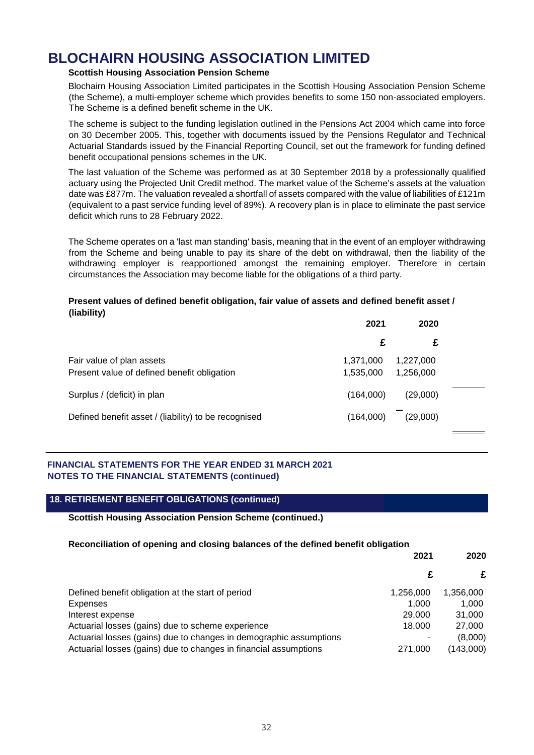# BLOCHAIRN HOUSING ASSOCIATION LIMITED

**Scottish Housing Association Pension Scheme**

Blochairn Housing Association Limited participates in the Scottish Housing Association Pension Scheme (the Scheme), a multi-employer scheme which provides benefits to some 150 non-associated employers. The Scheme is a defined benefit scheme in the UK.

The scheme is subject to the funding legislation outlined in the Pensions Act 2004 which came into force on 30 December 2005. This, together with documents issued by the Pensions Regulator and Technical Actuarial Standards issued by the Financial Reporting Council, set out the framework for funding defined benefit occupational pensions schemes in the UK.

The last valuation of the Scheme was performed as at 30 September 2018 by a professionally qualified actuary using the Projected Unit Credit method. The market value of the Scheme's assets at the valuation date was £877m. The valuation revealed a shortfall of assets compared with the value of liabilities of £121m (equivalent to a past service funding level of 89%). A recovery plan is in place to eliminate the past service deficit which runs to 28 February 2022.

The Scheme operates on a 'last man standing' basis, meaning that in the event of an employer withdrawing from the Scheme and being unable to pay its share of the debt on withdrawal, then the liability of the withdrawing employer is reapportioned amongst the remaining employer. Therefore in certain circumstances the Association may become liable for the obligations of a third party.

**Present values of defined benefit obligation, fair value of assets and defined benefit asset / (liability)**

| | 2021 | 2020 |
|---|---|---|
| | £ | £ |
| Fair value of plan assets | 1,371,000 | 1,227,000 |
| Present value of defined benefit obligation | 1,535,000 | 1,256,000 |
| Surplus / (deficit) in plan | (164,000) | (29,000) |
| Defined benefit asset / (liability) to be recognised | (164,000) | (29,000) |

**FINANCIAL STATEMENTS FOR THE YEAR ENDED 31 MARCH 2021**
**NOTES TO THE FINANCIAL STATEMENTS (continued)**

## 18. RETIREMENT BENEFIT OBLIGATIONS (continued)

**Scottish Housing Association Pension Scheme (continued.)**

**Reconciliation of opening and closing balances of the defined benefit obligation**

| | 2021 | 2020 |
|---|---|---|
| | £ | £ |
| Defined benefit obligation at the start of period | 1,256,000 | 1,356,000 |
| Expenses | 1,000 | 1,000 |
| Interest expense | 29,000 | 31,000 |
| Actuarial losses (gains) due to scheme experience | 18,000 | 27,000 |
| Actuarial losses (gains) due to changes in demographic assumptions | - | (8,000) |
| Actuarial losses (gains) due to changes in financial assumptions | 271,000 | (143,000) |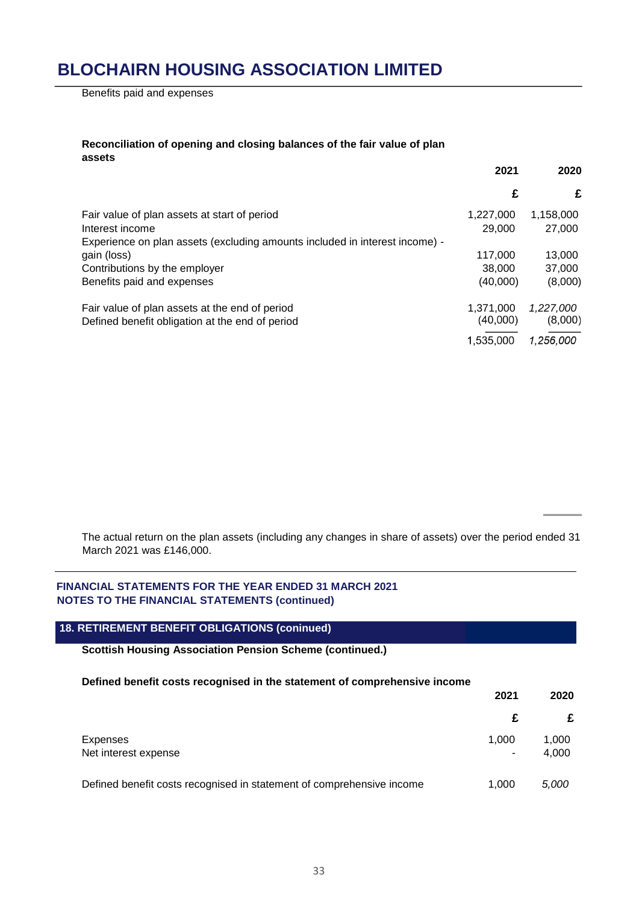# BLOCHAIRN HOUSING ASSOCIATION LIMITED

Benefits paid and expenses

**Reconciliation of opening and closing balances of the fair value of plan assets**

| | 2021 | 2020 |
|---|---|---|
| | £ | £ |
| Fair value of plan assets at start of period | 1,227,000 | 1,158,000 |
| Interest income | 29,000 | 27,000 |
| Experience on plan assets (excluding amounts included in interest income) - gain (loss) | 117,000 | 13,000 |
| Contributions by the employer | 38,000 | 37,000 |
| Benefits paid and expenses | (40,000) | (8,000) |
| Fair value of plan assets at the end of period | 1,371,000 | *1,227,000* |
| Defined benefit obligation at the end of period | (40,000) | (8,000) |
| | 1,535,000 | *1,256,000* |

The actual return on the plan assets (including any changes in share of assets) over the period ended 31 March 2021 was £146,000.

**FINANCIAL STATEMENTS FOR THE YEAR ENDED 31 MARCH 2021**
**NOTES TO THE FINANCIAL STATEMENTS (continued)**

## 18. RETIREMENT BENEFIT OBLIGATIONS (coninued)

**Scottish Housing Association Pension Scheme (continued.)**

**Defined benefit costs recognised in the statement of comprehensive income**

| | 2021 | 2020 |
|---|---|---|
| | £ | £ |
| Expenses | 1,000 | 1,000 |
| Net interest expense | - | 4,000 |
| Defined benefit costs recognised in statement of comprehensive income | 1,000 | *5,000* |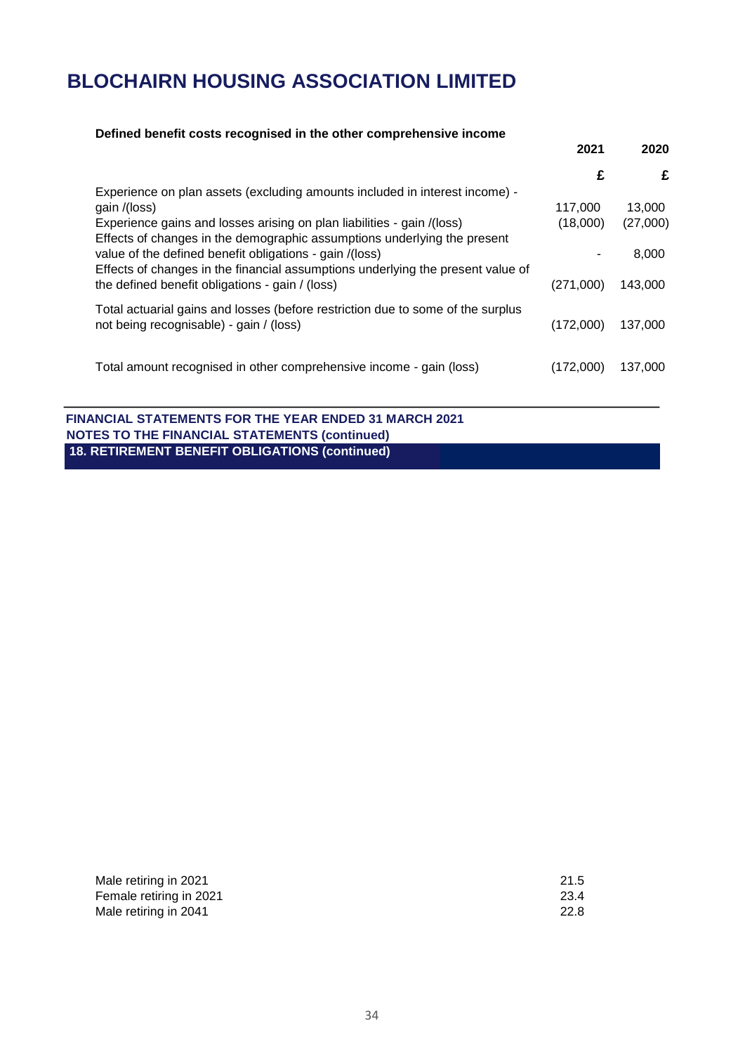# BLOCHAIRN HOUSING ASSOCIATION LIMITED

**Defined benefit costs recognised in the other comprehensive income**

| | 2021 | 2020 |
|---|---|---|
| | £ | £ |
| Experience on plan assets (excluding amounts included in interest income) - gain /(loss) | 117,000 | 13,000 |
| Experience gains and losses arising on plan liabilities - gain /(loss) | (18,000) | (27,000) |
| Effects of changes in the demographic assumptions underlying the present value of the defined benefit obligations - gain /(loss) | - | 8,000 |
| Effects of changes in the financial assumptions underlying the present value of the defined benefit obligations - gain / (loss) | (271,000) | 143,000 |
| Total actuarial gains and losses (before restriction due to some of the surplus not being recognisable) - gain / (loss) | (172,000) | 137,000 |
| Total amount recognised in other comprehensive income - gain (loss) | (172,000) | 137,000 |

**FINANCIAL STATEMENTS FOR THE YEAR ENDED 31 MARCH 2021**
**NOTES TO THE FINANCIAL STATEMENTS (continued)**
**18. RETIREMENT BENEFIT OBLIGATIONS (continued)**

| | |
|---|---|
| Male retiring in 2021 | 21.5 |
| Female retiring in 2021 | 23.4 |
| Male retiring in 2041 | 22.8 |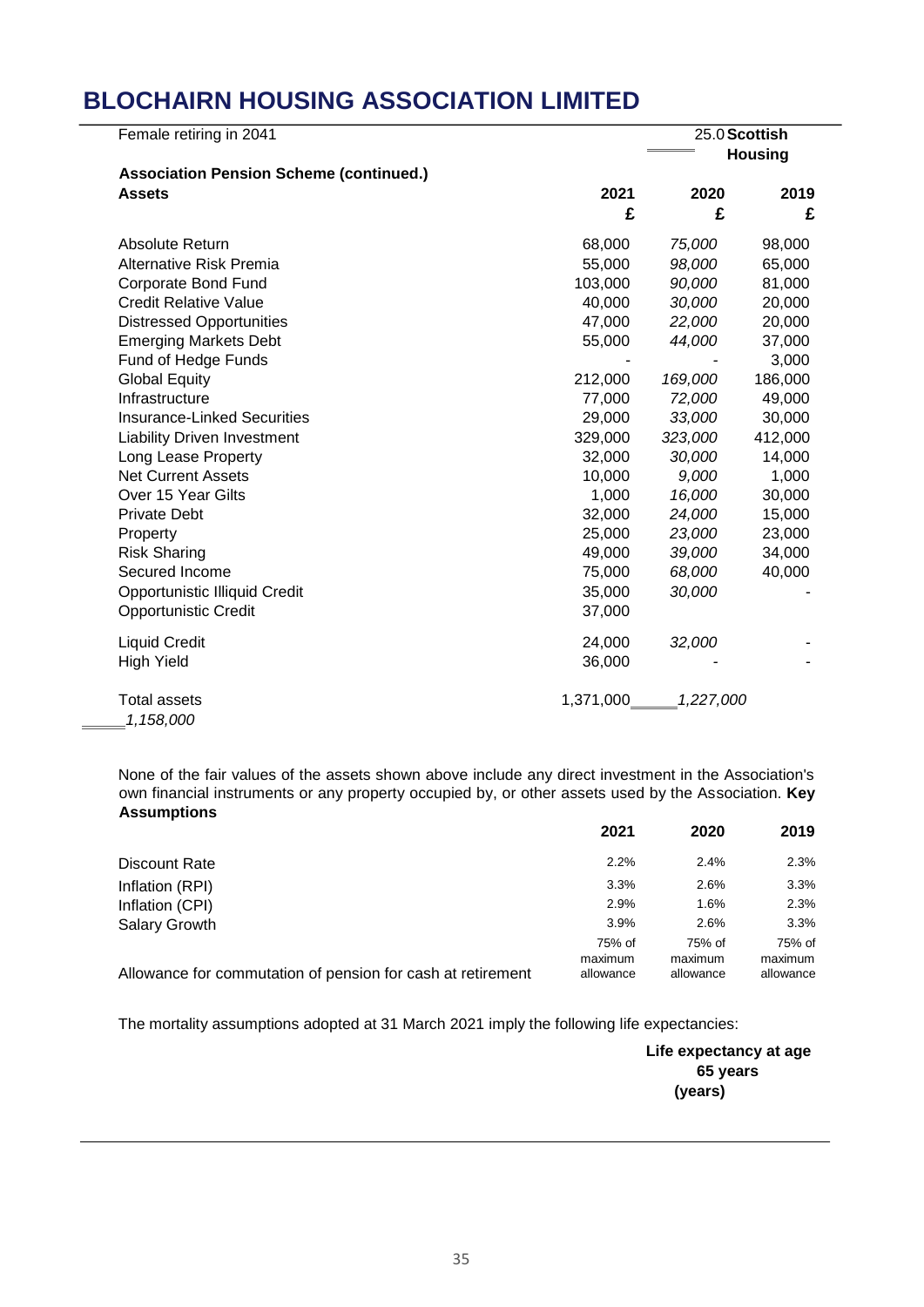Female retiring in 2041 | 25.0

**Scottish Housing**

**Association Pension Scheme (continued.)**

| **Assets** | **2021** | **2020** | **2019** |
|---|---|---|---|
| | **£** | **£** | **£** |
| Absolute Return | 68,000 | *75,000* | 98,000 |
| Alternative Risk Premia | 55,000 | *98,000* | 65,000 |
| Corporate Bond Fund | 103,000 | *90,000* | 81,000 |
| Credit Relative Value | 40,000 | *30,000* | 20,000 |
| Distressed Opportunities | 47,000 | *22,000* | 20,000 |
| Emerging Markets Debt | 55,000 | *44,000* | 37,000 |
| Fund of Hedge Funds | - | - | 3,000 |
| Global Equity | 212,000 | *169,000* | 186,000 |
| Infrastructure | 77,000 | *72,000* | 49,000 |
| Insurance-Linked Securities | 29,000 | *33,000* | 30,000 |
| Liability Driven Investment | 329,000 | *323,000* | 412,000 |
| Long Lease Property | 32,000 | *30,000* | 14,000 |
| Net Current Assets | 10,000 | *9,000* | 1,000 |
| Over 15 Year Gilts | 1,000 | *16,000* | 30,000 |
| Private Debt | 32,000 | *24,000* | 15,000 |
| Property | 25,000 | *23,000* | 23,000 |
| Risk Sharing | 49,000 | *39,000* | 34,000 |
| Secured Income | 75,000 | *68,000* | 40,000 |
| Opportunistic Illiquid Credit | 35,000 | *30,000* | - |
| Opportunistic Credit | 37,000 | | |
| Liquid Credit | 24,000 | *32,000* | - |
| High Yield | 36,000 | - | - |
| Total assets | 1,371,000 | *1,227,000* | *1,158,000* |

None of the fair values of the assets shown above include any direct investment in the Association's own financial instruments or any property occupied by, or other assets used by the Association. **Key Assumptions**

| | **2021** | **2020** | **2019** |
|---|---|---|---|
| Discount Rate | 2.2% | 2.4% | 2.3% |
| Inflation (RPI) | 3.3% | 2.6% | 3.3% |
| Inflation (CPI) | 2.9% | 1.6% | 2.3% |
| Salary Growth | 3.9% | 2.6% | 3.3% |
| Allowance for commutation of pension for cash at retirement | 75% of maximum allowance | 75% of maximum allowance | 75% of maximum allowance |

The mortality assumptions adopted at 31 March 2021 imply the following life expectancies:

**Life expectancy at age 65 years (years)**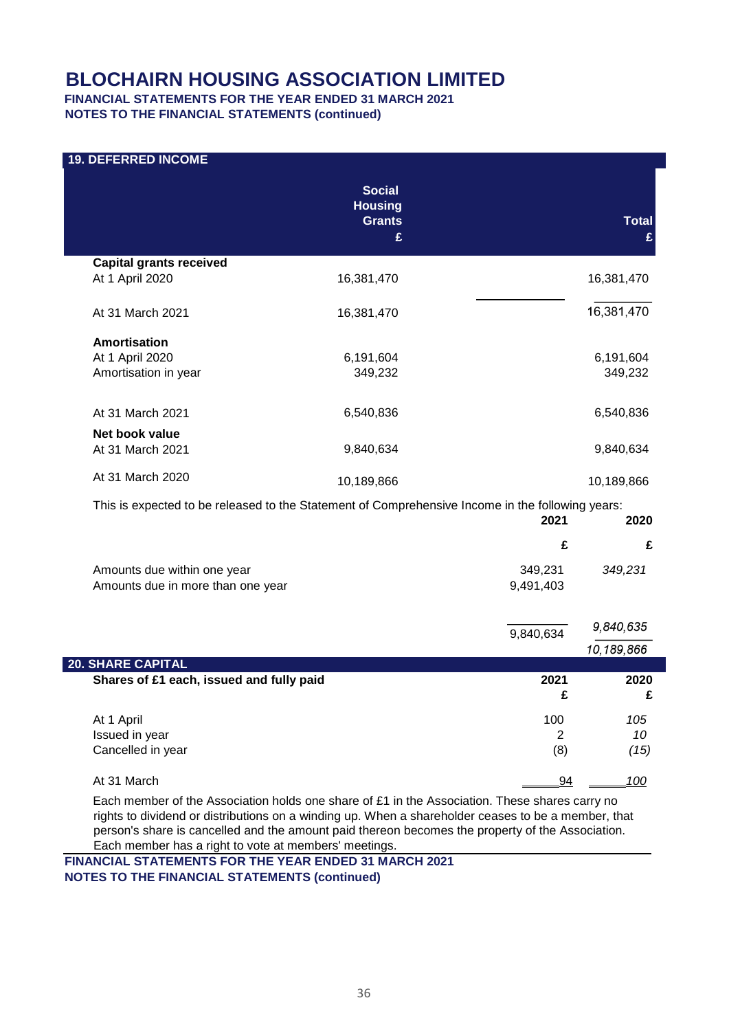# BLOCHAIRN HOUSING ASSOCIATION LIMITED

**FINANCIAL STATEMENTS FOR THE YEAR ENDED 31 MARCH 2021**
**NOTES TO THE FINANCIAL STATEMENTS (continued)**

## 19. DEFERRED INCOME

| | Social Housing Grants £ | | Total £ |
|---|---|---|---|
| **Capital grants received** | | | |
| At 1 April 2020 | 16,381,470 | | 16,381,470 |
| At 31 March 2021 | 16,381,470 | | 16,381,470 |
| **Amortisation** | | | |
| At 1 April 2020 | 6,191,604 | | 6,191,604 |
| Amortisation in year | 349,232 | | 349,232 |
| At 31 March 2021 | 6,540,836 | | 6,540,836 |
| **Net book value** | | | |
| At 31 March 2021 | 9,840,634 | | 9,840,634 |
| At 31 March 2020 | 10,189,866 | | 10,189,866 |

This is expected to be released to the Statement of Comprehensive Income in the following years:

| | 2021 £ | 2020 £ |
|---|---|---|
| Amounts due within one year | 349,231 | *349,231* |
| Amounts due in more than one year | 9,491,403 | |
| | 9,840,634 | *9,840,635* |
| | | *10,189,866* |

## 20. SHARE CAPITAL

| **Shares of £1 each, issued and fully paid** | 2021 £ | 2020 £ |
|---|---|---|
| At 1 April | 100 | *105* |
| Issued in year | 2 | *10* |
| Cancelled in year | (8) | *(15)* |
| At 31 March | 94 | *100* |

Each member of the Association holds one share of £1 in the Association. These shares carry no rights to dividend or distributions on a winding up. When a shareholder ceases to be a member, that person's share is cancelled and the amount paid thereon becomes the property of the Association. Each member has a right to vote at members' meetings.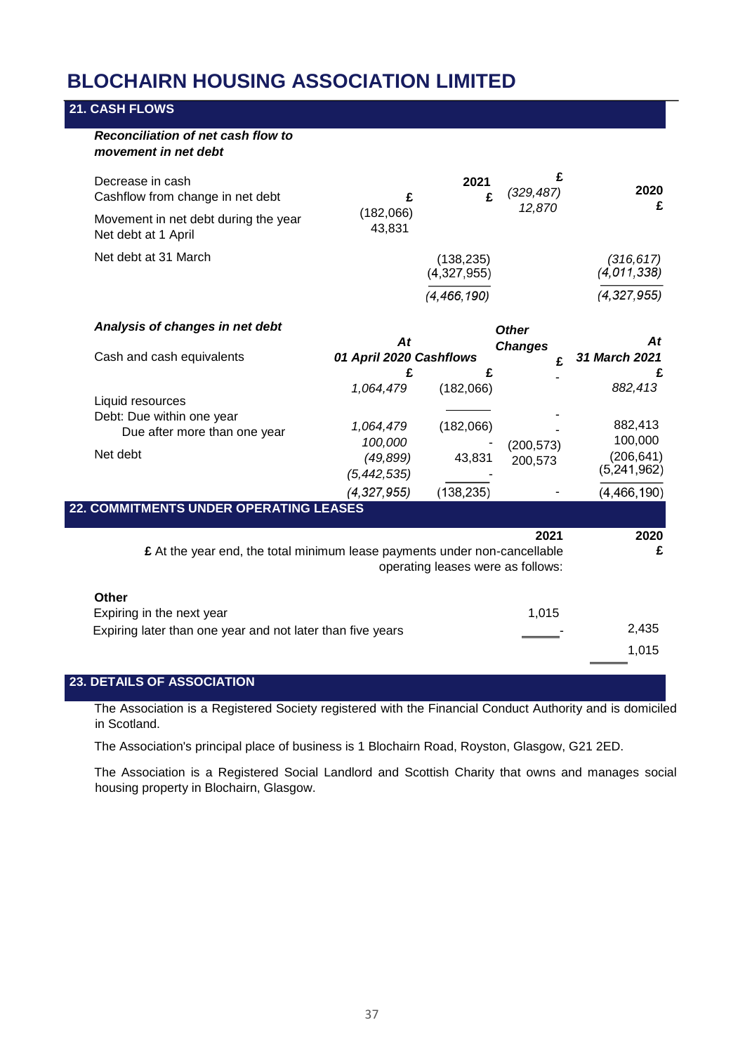# BLOCHAIRN HOUSING ASSOCIATION LIMITED

## 21. CASH FLOWS

***Reconciliation of net cash flow to movement in net debt***

| | 2021 £ | 2021 £ | 2020 £ | 2020 £ |
|---|---|---|---|---|
| Decrease in cash | (182,066) | | (329,487) | |
| Cashflow from change in net debt | 43,831 | | 12,870 | |
| Movement in net debt during the year | | (138,235) | | (316,617) |
| Net debt at 1 April | | (4,327,955) | | (4,011,338) |
| Net debt at 31 March | | (4,466,190) | | (4,327,955) |

***Analysis of changes in net debt***

| | At 01 April 2020 £ | Cashflows £ | Other Changes £ | At 31 March 2021 £ |
|---|---|---|---|---|
| Cash and cash equivalents | 1,064,479 | (182,066) | - | 882,413 |
| | 1,064,479 | (182,066) | - | 882,413 |
| Liquid resources | 100,000 | - | - | 100,000 |
| Debt: Due within one year | (49,899) | 43,831 | (200,573) | (206,641) |
| Due after more than one year | (5,442,535) | - | 200,573 | (5,241,962) |
| Net debt | (4,327,955) | (138,235) | - | (4,466,190) |

## 22. COMMITMENTS UNDER OPERATING LEASES

At the year end, the total minimum lease payments under non-cancellable operating leases were as follows:

| | 2021 £ | 2020 £ |
|---|---|---|
| **Other** | | |
| Expiring in the next year | 1,015 | |
| Expiring later than one year and not later than five years | - | 2,435 |
| | | 1,015 |

## 23. DETAILS OF ASSOCIATION

The Association is a Registered Society registered with the Financial Conduct Authority and is domiciled in Scotland.

The Association's principal place of business is 1 Blochairn Road, Royston, Glasgow, G21 2ED.

The Association is a Registered Social Landlord and Scottish Charity that owns and manages social housing property in Blochairn, Glasgow.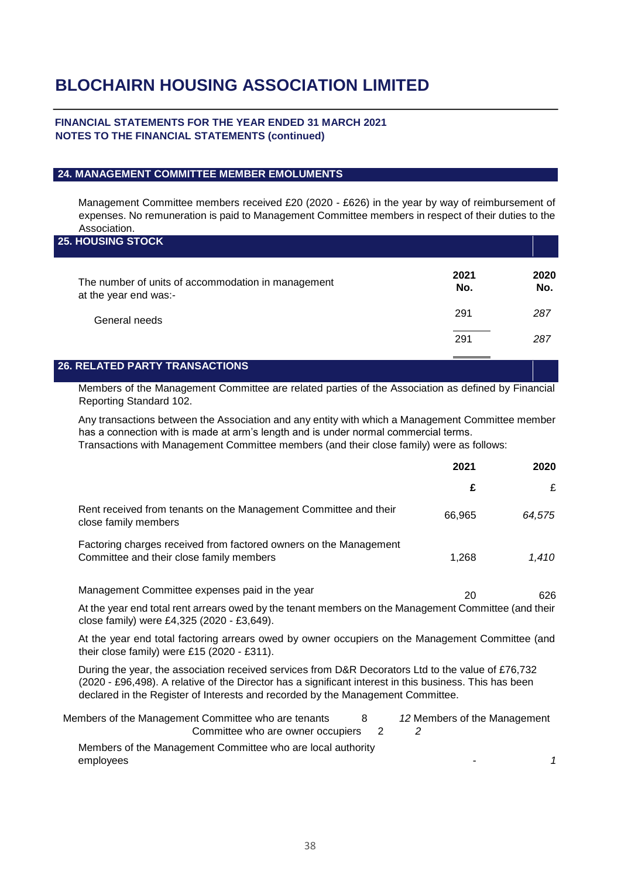# BLOCHAIRN HOUSING ASSOCIATION LIMITED

**FINANCIAL STATEMENTS FOR THE YEAR ENDED 31 MARCH 2021**
**NOTES TO THE FINANCIAL STATEMENTS (continued)**

## 24. MANAGEMENT COMMITTEE MEMBER EMOLUMENTS

Management Committee members received £20 (2020 - £626) in the year by way of reimbursement of expenses. No remuneration is paid to Management Committee members in respect of their duties to the Association.

## 25. HOUSING STOCK

| The number of units of accommodation in management at the year end was:- | 2021 No. | 2020 No. |
|---|---|---|
| General needs | 291 | *287* |
| | 291 | *287* |

## 26. RELATED PARTY TRANSACTIONS

Members of the Management Committee are related parties of the Association as defined by Financial Reporting Standard 102.

Any transactions between the Association and any entity with which a Management Committee member has a connection with is made at arm's length and is under normal commercial terms.
Transactions with Management Committee members (and their close family) were as follows:

| | 2021 | 2020 |
|---|---|---|
| | £ | £ |
| Rent received from tenants on the Management Committee and their close family members | 66,965 | *64,575* |
| Factoring charges received from factored owners on the Management Committee and their close family members | 1,268 | *1,410* |
| Management Committee expenses paid in the year | 20 | 626 |

At the year end total rent arrears owed by the tenant members on the Management Committee (and their close family) were £4,325 (2020 - £3,649).

At the year end total factoring arrears owed by owner occupiers on the Management Committee (and their close family) were £15 (2020 - £311).

During the year, the association received services from D&R Decorators Ltd to the value of £76,732 (2020 - £96,498). A relative of the Director has a significant interest in this business. This has been declared in the Register of Interests and recorded by the Management Committee.

| | 2021 | 2020 |
|---|---|---|
| Members of the Management Committee who are tenants | 8 | *12* |
| Members of the Management Committee who are owner occupiers | 2 | *2* |
| Members of the Management Committee who are local authority employees | - | *1* |